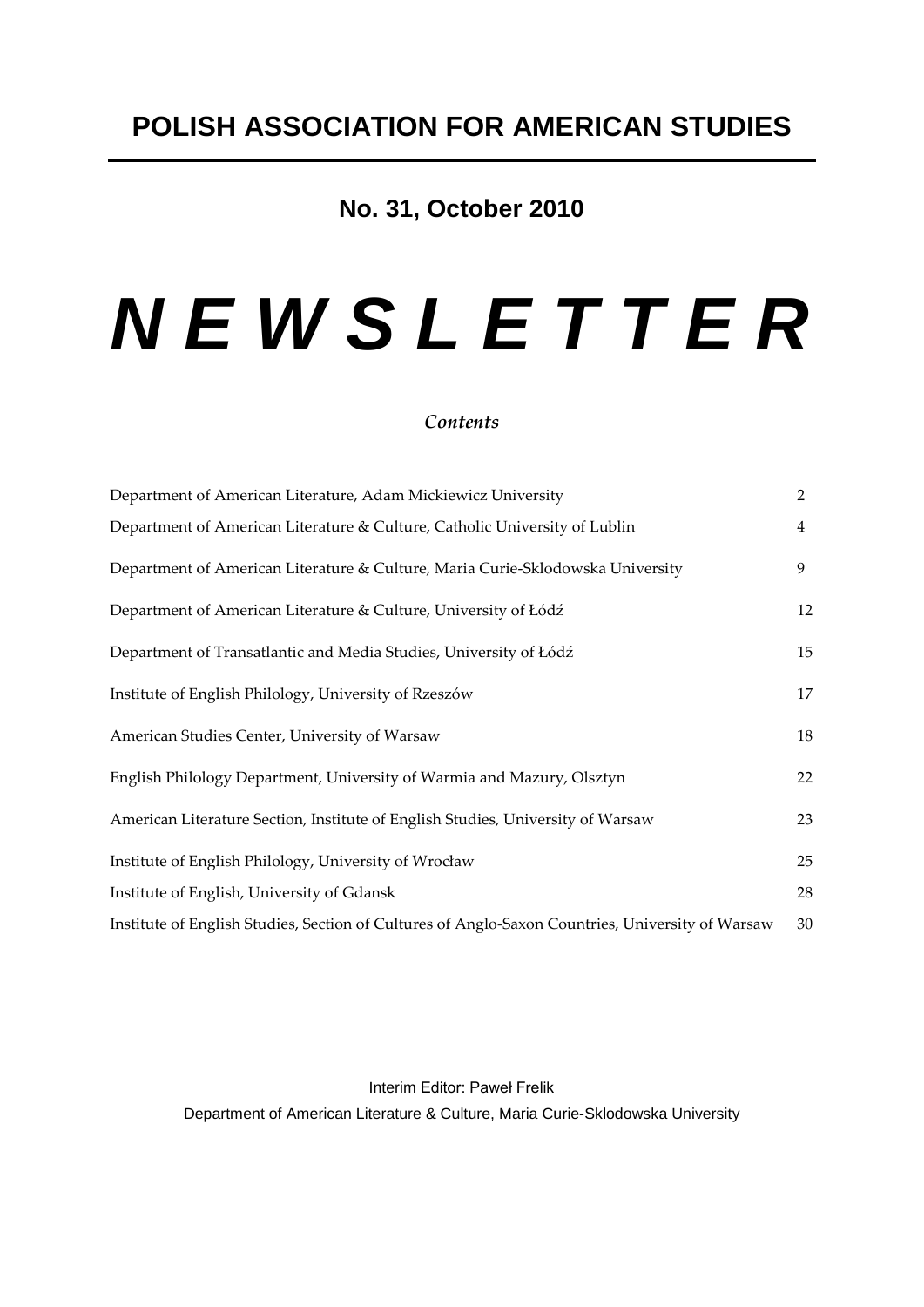# POLISH ASSOCIATION FOR AMERICAN STUDIES

## No. 31, October 2010

# *N E W S L E T T E R*

*Contents*

| | |
|---|---|
| Department of American Literature, Adam Mickiewicz University | 2 |
| Department of American Literature & Culture, Catholic University of Lublin | 4 |
| Department of American Literature & Culture, Maria Curie-Sklodowska University | 9 |
| Department of American Literature & Culture, University of Łódź | 12 |
| Department of Transatlantic and Media Studies, University of Łódź | 15 |
| Institute of English Philology, University of Rzeszów | 17 |
| American Studies Center, University of Warsaw | 18 |
| English Philology Department, University of Warmia and Mazury, Olsztyn | 22 |
| American Literature Section, Institute of English Studies, University of Warsaw | 23 |
| Institute of English Philology, University of Wrocław | 25 |
| Institute of English, University of Gdansk | 28 |
| Institute of English Studies, Section of Cultures of Anglo-Saxon Countries, University of Warsaw | 30 |

Interim Editor: Paweł Frelik

Department of American Literature & Culture, Maria Curie-Sklodowska University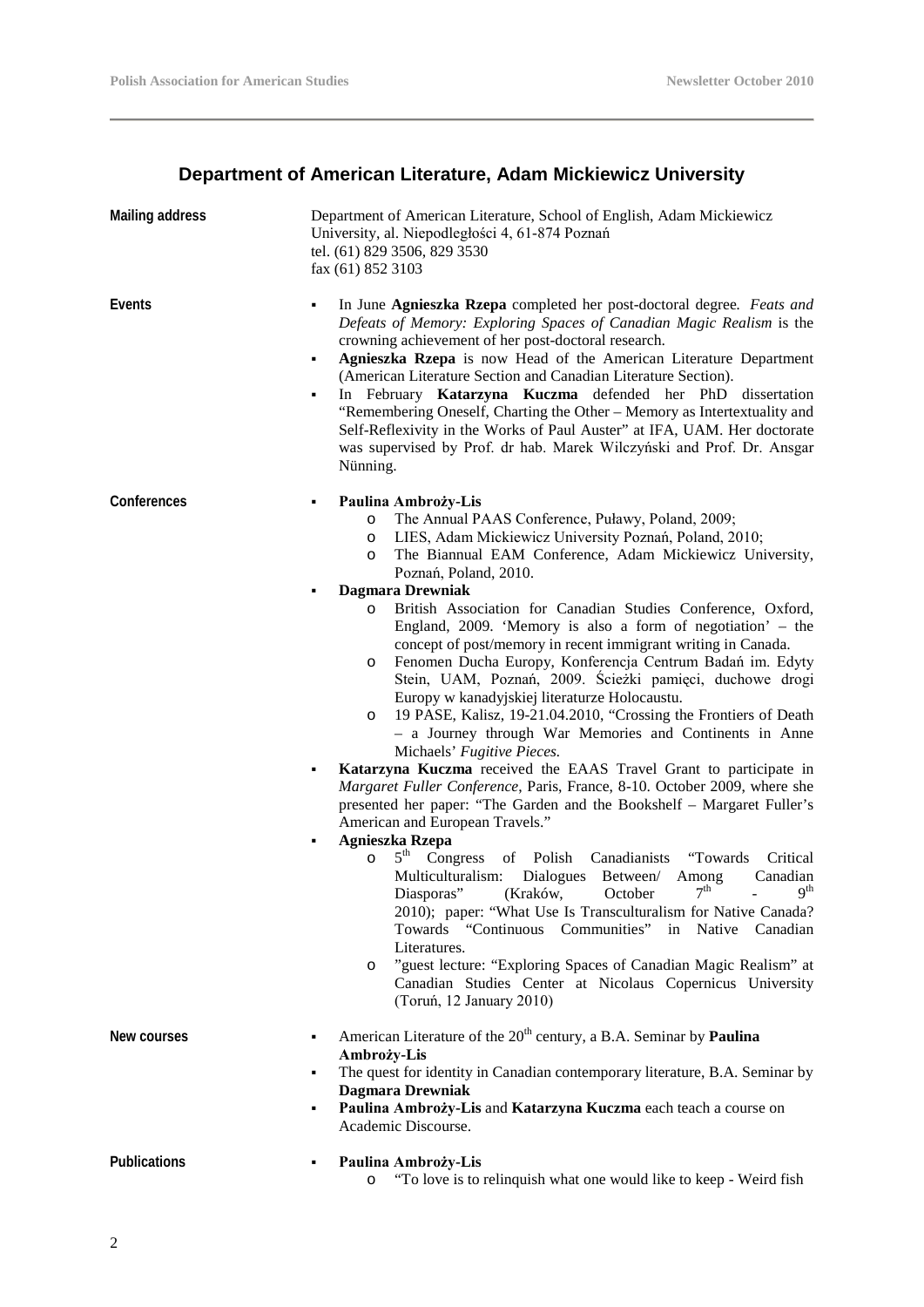## Department of American Literature, Adam Mickiewicz University

**Mailing address**

Department of American Literature, School of English, Adam Mickiewicz University, al. Niepodległości 4, 61-874 Poznań
tel. (61) 829 3506, 829 3530
fax (61) 852 3103

**Events**

- In June **Agnieszka Rzepa** completed her post-doctoral degree. *Feats and Defeats of Memory: Exploring Spaces of Canadian Magic Realism* is the crowning achievement of her post-doctoral research.
- **Agnieszka Rzepa** is now Head of the American Literature Department (American Literature Section and Canadian Literature Section).
- In February **Katarzyna Kuczma** defended her PhD dissertation "Remembering Oneself, Charting the Other – Memory as Intertextuality and Self-Reflexivity in the Works of Paul Auster" at IFA, UAM. Her doctorate was supervised by Prof. dr hab. Marek Wilczyński and Prof. Dr. Ansgar Nünning.

**Conferences**

- **Paulina Ambroży-Lis**
  - The Annual PAAS Conference, Puławy, Poland, 2009;
  - LIES, Adam Mickiewicz University Poznań, Poland, 2010;
  - The Biannual EAM Conference, Adam Mickiewicz University, Poznań, Poland, 2010.
- **Dagmara Drewniak**
  - British Association for Canadian Studies Conference, Oxford, England, 2009. 'Memory is also a form of negotiation' – the concept of post/memory in recent immigrant writing in Canada.
  - Fenomen Ducha Europy, Konferencja Centrum Badań im. Edyty Stein, UAM, Poznań, 2009. Ścieżki pamięci, duchowe drogi Europy w kanadyjskiej literaturze Holocaustu.
  - 19 PASE, Kalisz, 19-21.04.2010, "Crossing the Frontiers of Death – a Journey through War Memories and Continents in Anne Michaels' *Fugitive Pieces*.
- **Katarzyna Kuczma** received the EAAS Travel Grant to participate in *Margaret Fuller Conference*, Paris, France, 8-10. October 2009, where she presented her paper: "The Garden and the Bookshelf – Margaret Fuller's American and European Travels."
- **Agnieszka Rzepa**
  - 5th Congress of Polish Canadianists "Towards Critical Multiculturalism: Dialogues Between/ Among Canadian Diasporas" (Kraków, October 7th - 9th 2010); paper: "What Use Is Transculturalism for Native Canada? Towards "Continuous Communities" in Native Canadian Literatures.
  - "guest lecture: "Exploring Spaces of Canadian Magic Realism" at Canadian Studies Center at Nicolaus Copernicus University (Toruń, 12 January 2010)

**New courses**

- American Literature of the 20th century, a B.A. Seminar by **Paulina Ambroży-Lis**
- The quest for identity in Canadian contemporary literature, B.A. Seminar by **Dagmara Drewniak**
- **Paulina Ambroży-Lis** and **Katarzyna Kuczma** each teach a course on Academic Discourse.

**Publications**

- **Paulina Ambroży-Lis**
  - "To love is to relinquish what one would like to keep - Weird fish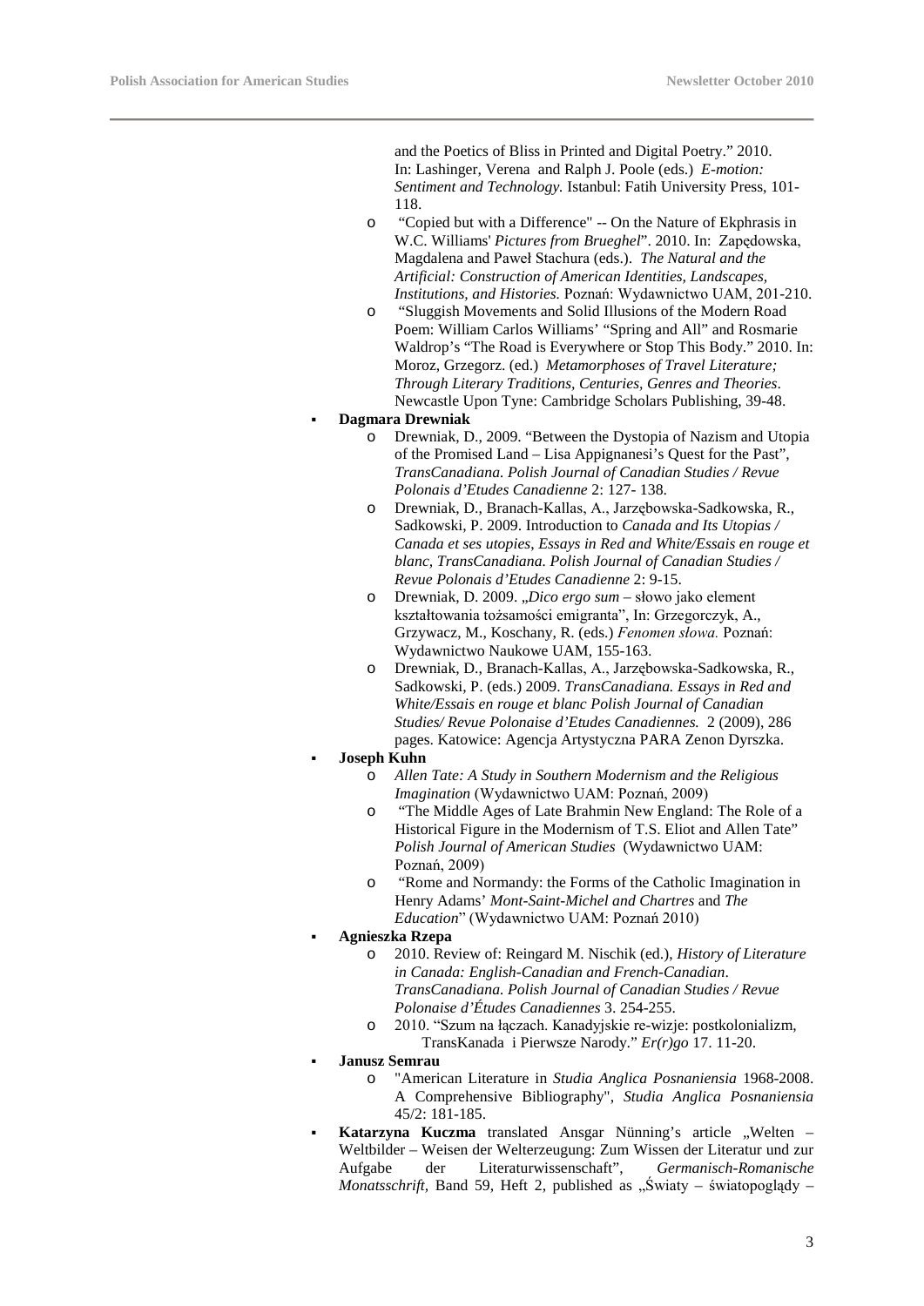and the Poetics of Bliss in Printed and Digital Poetry." 2010. In: Lashinger, Verena and Ralph J. Poole (eds.) *E-motion: Sentiment and Technology.* Istanbul: Fatih University Press, 101-118.

  - "Copied but with a Difference" -- On the Nature of Ekphrasis in W.C. Williams' *Pictures from Brueghel*". 2010. In: Zapędowska, Magdalena and Paweł Stachura (eds.). *The Natural and the Artificial: Construction of American Identities, Landscapes, Institutions, and Histories.* Poznań: Wydawnictwo UAM, 201-210.
  - "Sluggish Movements and Solid Illusions of the Modern Road Poem: William Carlos Williams' "Spring and All" and Rosmarie Waldrop's "The Road is Everywhere or Stop This Body." 2010. In: Moroz, Grzegorz. (ed.) *Metamorphoses of Travel Literature; Through Literary Traditions, Centuries, Genres and Theories*. Newcastle Upon Tyne: Cambridge Scholars Publishing, 39-48.

- **Dagmara Drewniak**
  - Drewniak, D., 2009. "Between the Dystopia of Nazism and Utopia of the Promised Land – Lisa Appignanesi's Quest for the Past", *TransCanadiana. Polish Journal of Canadian Studies / Revue Polonais d'Etudes Canadienne* 2: 127- 138.
  - Drewniak, D., Branach-Kallas, A., Jarzębowska-Sadkowska, R., Sadkowski, P. 2009. Introduction to *Canada and Its Utopias / Canada et ses utopies, Essays in Red and White/Essais en rouge et blanc, TransCanadiana. Polish Journal of Canadian Studies / Revue Polonais d'Etudes Canadienne* 2: 9-15.
  - Drewniak, D. 2009. „*Dico ergo sum* – słowo jako element kształtowania tożsamości emigranta", In: Grzegorczyk, A., Grzywacz, M., Koschany, R. (eds.) *Fenomen słowa.* Poznań: Wydawnictwo Naukowe UAM, 155-163.
  - Drewniak, D., Branach-Kallas, A., Jarzębowska-Sadkowska, R., Sadkowski, P. (eds.) 2009. *TransCanadiana. Essays in Red and White/Essais en rouge et blanc Polish Journal of Canadian Studies/ Revue Polonaise d'Etudes Canadiennes.* 2 (2009), 286 pages. Katowice: Agencja Artystyczna PARA Zenon Dyrszka.

- **Joseph Kuhn**
  - *Allen Tate: A Study in Southern Modernism and the Religious Imagination* (Wydawnictwo UAM: Poznań, 2009)
  - "The Middle Ages of Late Brahmin New England: The Role of a Historical Figure in the Modernism of T.S. Eliot and Allen Tate" *Polish Journal of American Studies* (Wydawnictwo UAM: Poznań, 2009)
  - "Rome and Normandy: the Forms of the Catholic Imagination in Henry Adams' *Mont-Saint-Michel and Chartres* and *The Education*" (Wydawnictwo UAM: Poznań 2010)

- **Agnieszka Rzepa**
  - 2010. Review of: Reingard M. Nischik (ed.), *History of Literature in Canada: English-Canadian and French-Canadian*. *TransCanadiana. Polish Journal of Canadian Studies / Revue Polonaise d'Études Canadiennes* 3. 254-255.
  - 2010. "Szum na łączach. Kanadyjskie re-wizje: postkolonializm, TransKanada i Pierwsze Narody." *Er(r)go* 17. 11-20.

- **Janusz Semrau**
  - "American Literature in *Studia Anglica Posnaniensia* 1968-2008. A Comprehensive Bibliography", *Studia Anglica Posnaniensia* 45/2: 181-185.

- **Katarzyna Kuczma** translated Ansgar Nünning's article „Welten – Weltbilder – Weisen der Welterzeugung: Zum Wissen der Literatur und zur Aufgabe der Literaturwissenschaft", *Germanisch-Romanische Monatsschrift*, Band 59, Heft 2, published as „Światy – światopoglądy –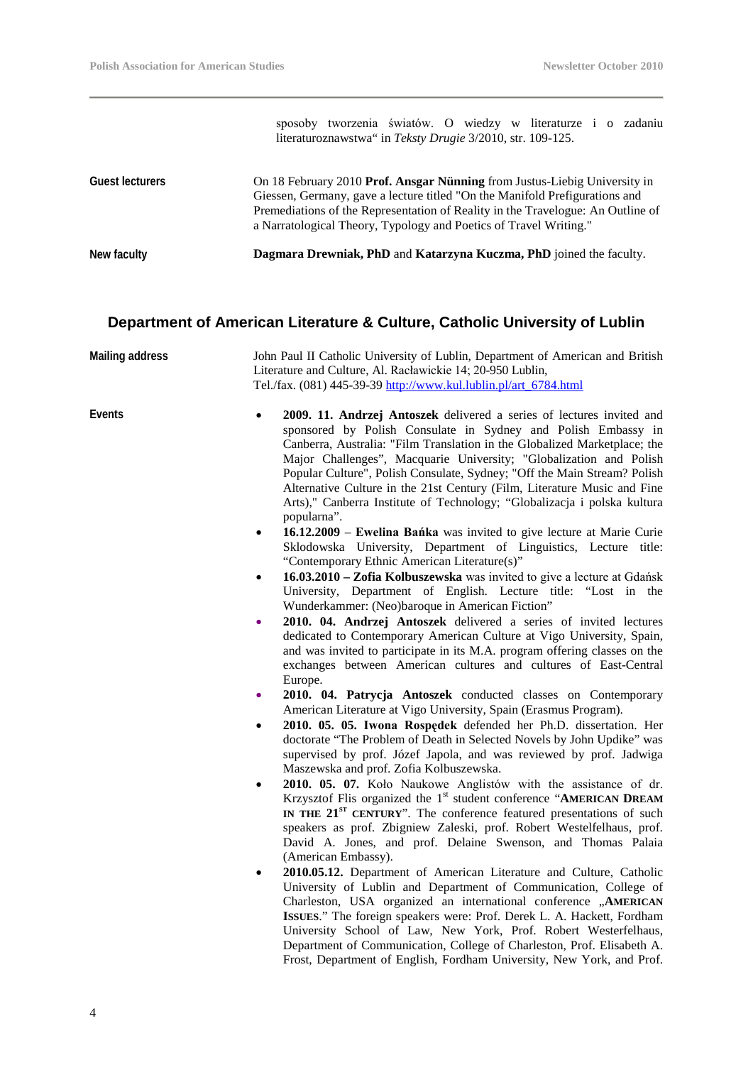sposoby tworzenia światów. O wiedzy w literaturze i o zadaniu literaturoznawstwa" in *Teksty Drugie* 3/2010, str. 109-125.

**Guest lecturers**

On 18 February 2010 **Prof. Ansgar Nünning** from Justus-Liebig University in Giessen, Germany, gave a lecture titled "On the Manifold Prefigurations and Premediations of the Representation of Reality in the Travelogue: An Outline of a Narratological Theory, Typology and Poetics of Travel Writing."

**New faculty**

**Dagmara Drewniak, PhD** and **Katarzyna Kuczma, PhD** joined the faculty.

## Department of American Literature & Culture, Catholic University of Lublin

**Mailing address**

John Paul II Catholic University of Lublin, Department of American and British Literature and Culture, Al. Racławickie 14; 20-950 Lublin,
Tel./fax. (081) 445-39-39 http://www.kul.lublin.pl/art_6784.html

**Events**

- **2009. 11. Andrzej Antoszek** delivered a series of lectures invited and sponsored by Polish Consulate in Sydney and Polish Embassy in Canberra, Australia: "Film Translation in the Globalized Marketplace; the Major Challenges", Macquarie University; "Globalization and Polish Popular Culture", Polish Consulate, Sydney; "Off the Main Stream? Polish Alternative Culture in the 21st Century (Film, Literature Music and Fine Arts)," Canberra Institute of Technology; "Globalizacja i polska kultura popularna".
- **16.12.2009** – **Ewelina Bańka** was invited to give lecture at Marie Curie Sklodowska University, Department of Linguistics, Lecture title: "Contemporary Ethnic American Literature(s)"
- **16.03.2010 – Zofia Kolbuszewska** was invited to give a lecture at Gdańsk University, Department of English. Lecture title: "Lost in the Wunderkammer: (Neo)baroque in American Fiction"
- **2010. 04. Andrzej Antoszek** delivered a series of invited lectures dedicated to Contemporary American Culture at Vigo University, Spain, and was invited to participate in its M.A. program offering classes on the exchanges between American cultures and cultures of East-Central Europe.
- **2010. 04. Patrycja Antoszek** conducted classes on Contemporary American Literature at Vigo University, Spain (Erasmus Program).
- **2010. 05. 05. Iwona Rospędek** defended her Ph.D. dissertation. Her doctorate "The Problem of Death in Selected Novels by John Updike" was supervised by prof. Józef Japola, and was reviewed by prof. Jadwiga Maszewska and prof. Zofia Kolbuszewska.
- **2010. 05. 07.** Koło Naukowe Anglistów with the assistance of dr. Krzysztof Flis organized the 1st student conference "**AMERICAN DREAM IN THE 21ST CENTURY**". The conference featured presentations of such speakers as prof. Zbigniew Zaleski, prof. Robert Westelfelhaus, prof. David A. Jones, and prof. Delaine Swenson, and Thomas Palaia (American Embassy).
- **2010.05.12.** Department of American Literature and Culture, Catholic University of Lublin and Department of Communication, College of Charleston, USA organized an international conference „**AMERICAN ISSUES**." The foreign speakers were: Prof. Derek L. A. Hackett, Fordham University School of Law, New York, Prof. Robert Westerfelhaus, Department of Communication, College of Charleston, Prof. Elisabeth A. Frost, Department of English, Fordham University, New York, and Prof.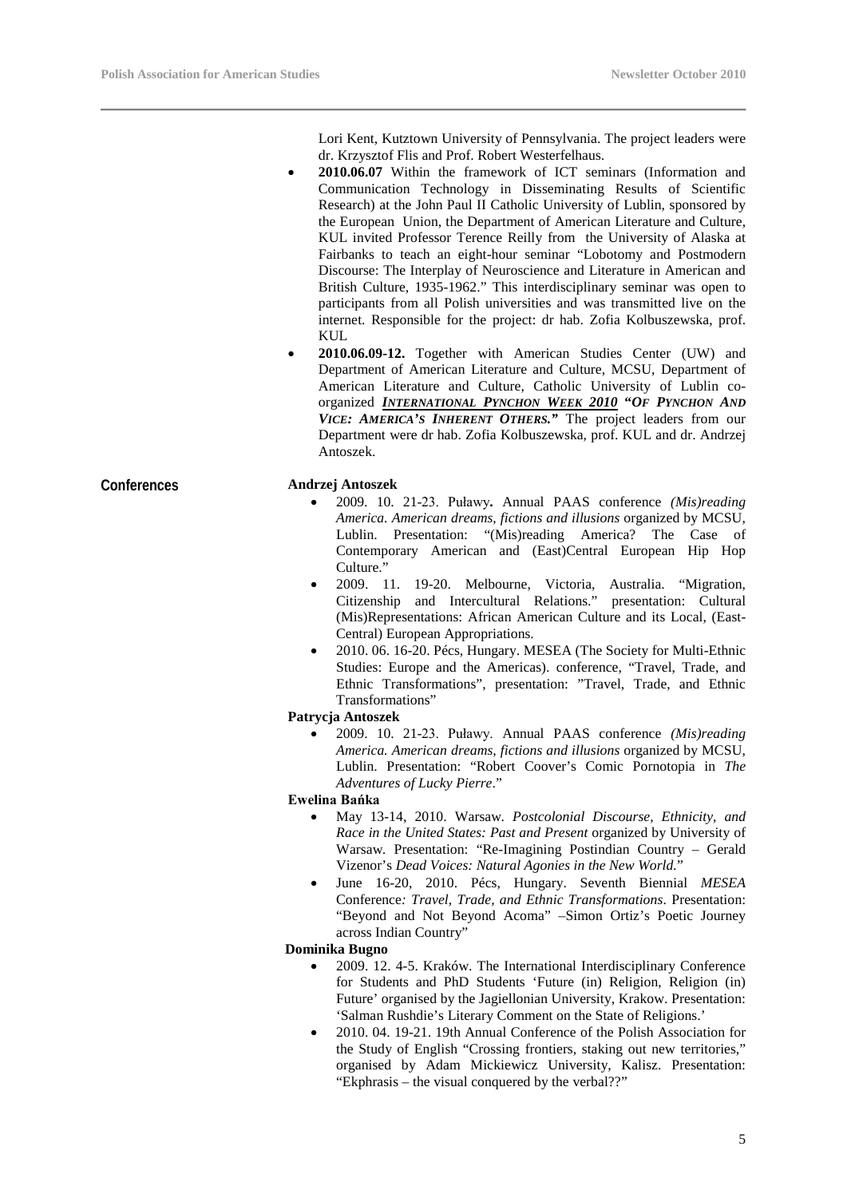Lori Kent, Kutztown University of Pennsylvania. The project leaders were dr. Krzysztof Flis and Prof. Robert Westerfelhaus.

- **2010.06.07** Within the framework of ICT seminars (Information and Communication Technology in Disseminating Results of Scientific Research) at the John Paul II Catholic University of Lublin, sponsored by the European Union, the Department of American Literature and Culture, KUL invited Professor Terence Reilly from the University of Alaska at Fairbanks to teach an eight-hour seminar "Lobotomy and Postmodern Discourse: The Interplay of Neuroscience and Literature in American and British Culture, 1935-1962." This interdisciplinary seminar was open to participants from all Polish universities and was transmitted live on the internet. Responsible for the project: dr hab. Zofia Kolbuszewska, prof. KUL
- **2010.06.09-12.** Together with American Studies Center (UW) and Department of American Literature and Culture, MCSU, Department of American Literature and Culture, Catholic University of Lublin co-organized ***INTERNATIONAL PYNCHON WEEK 2010* "OF PYNCHON AND VICE: AMERICA'S INHERENT OTHERS."** The project leaders from our Department were dr hab. Zofia Kolbuszewska, prof. KUL and dr. Andrzej Antoszek.

## Conferences

**Andrzej Antoszek**

- 2009. 10. 21-23. Puławy**.** Annual PAAS conference *(Mis)reading America. American dreams, fictions and illusions* organized by MCSU, Lublin. Presentation: "(Mis)reading America? The Case of Contemporary American and (East)Central European Hip Hop Culture."
- 2009. 11. 19-20. Melbourne, Victoria, Australia. "Migration, Citizenship and Intercultural Relations." presentation: Cultural (Mis)Representations: African American Culture and its Local, (East-Central) European Appropriations.
- 2010. 06. 16-20. Pécs, Hungary. MESEA (The Society for Multi-Ethnic Studies: Europe and the Americas). conference, "Travel, Trade, and Ethnic Transformations", presentation: "Travel, Trade, and Ethnic Transformations"

**Patrycja Antoszek**

- 2009. 10. 21-23. Puławy. Annual PAAS conference *(Mis)reading America. American dreams, fictions and illusions* organized by MCSU, Lublin. Presentation: "Robert Coover's Comic Pornotopia in *The Adventures of Lucky Pierre*."

**Ewelina Bańka**

- May 13-14, 2010. Warsaw. *Postcolonial Discourse, Ethnicity, and Race in the United States: Past and Present* organized by University of Warsaw. Presentation: "Re-Imagining Postindian Country – Gerald Vizenor's *Dead Voices: Natural Agonies in the New World.*"
- June 16-20, 2010. Pécs, Hungary. Seventh Biennial *MESEA* Conference*: Travel, Trade, and Ethnic Transformations*. Presentation: "Beyond and Not Beyond Acoma" –Simon Ortiz's Poetic Journey across Indian Country"

**Dominika Bugno**

- 2009. 12. 4-5. Kraków. The International Interdisciplinary Conference for Students and PhD Students 'Future (in) Religion, Religion (in) Future' organised by the Jagiellonian University, Krakow. Presentation: 'Salman Rushdie's Literary Comment on the State of Religions.'
- 2010. 04. 19-21. 19th Annual Conference of the Polish Association for the Study of English "Crossing frontiers, staking out new territories," organised by Adam Mickiewicz University, Kalisz. Presentation: "Ekphrasis – the visual conquered by the verbal??"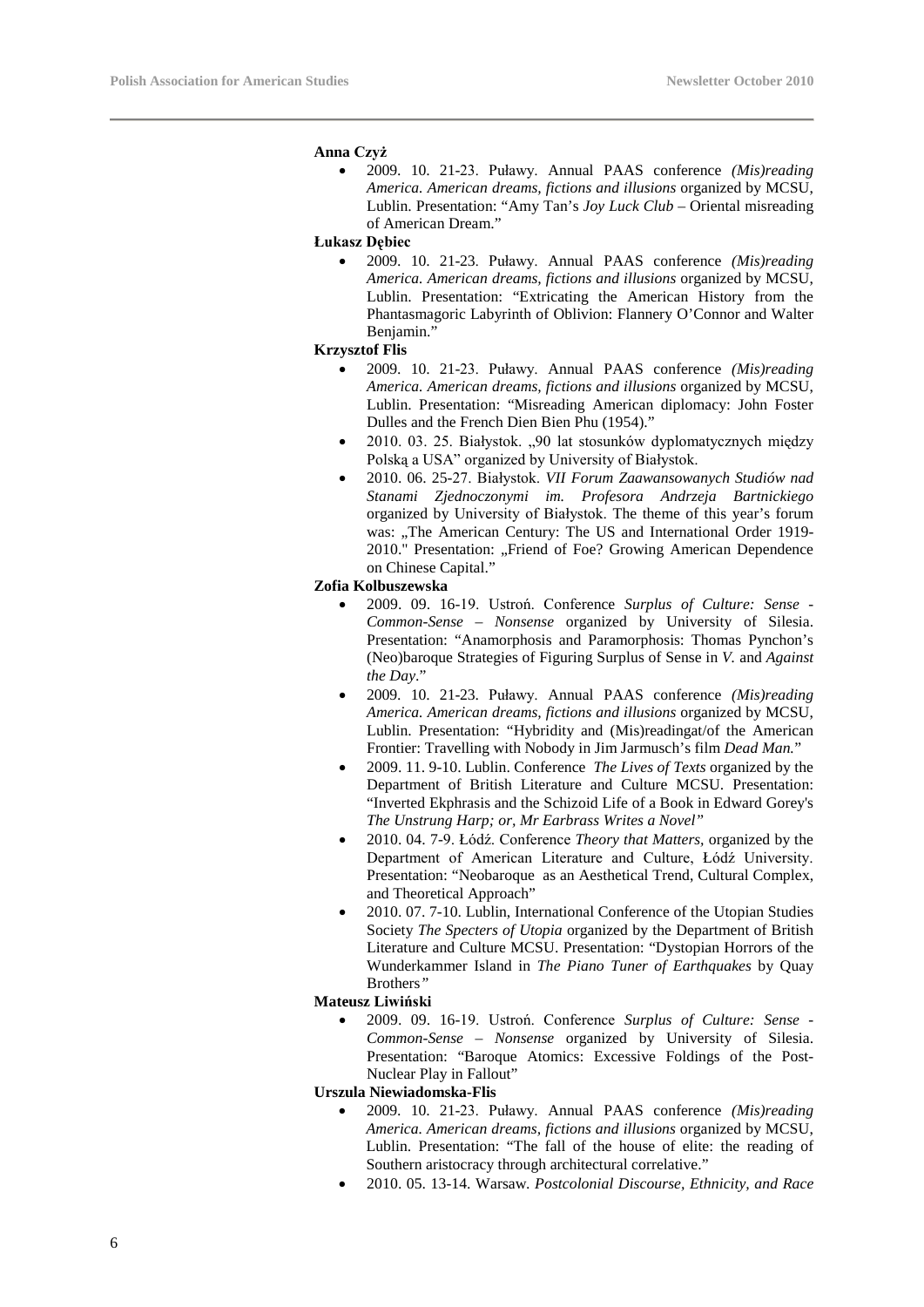**Anna Czyż**

- 2009. 10. 21-23. Puławy. Annual PAAS conference *(Mis)reading America. American dreams, fictions and illusions* organized by MCSU, Lublin. Presentation: "Amy Tan's *Joy Luck Club* – Oriental misreading of American Dream."

**Łukasz Dębiec**

- 2009. 10. 21-23. Puławy. Annual PAAS conference *(Mis)reading America. American dreams, fictions and illusions* organized by MCSU, Lublin. Presentation: "Extricating the American History from the Phantasmagoric Labyrinth of Oblivion: Flannery O'Connor and Walter Benjamin."

**Krzysztof Flis**

- 2009. 10. 21-23. Puławy. Annual PAAS conference *(Mis)reading America. American dreams, fictions and illusions* organized by MCSU, Lublin. Presentation: "Misreading American diplomacy: John Foster Dulles and the French Dien Bien Phu (1954)."
- 2010. 03. 25. Białystok. „90 lat stosunków dyplomatycznych między Polską a USA" organized by University of Białystok.
- 2010. 06. 25-27. Białystok. *VII Forum Zaawansowanych Studiów nad Stanami Zjednoczonymi im. Profesora Andrzeja Bartnickiego* organized by University of Białystok. The theme of this year's forum was: „The American Century: The US and International Order 1919-2010." Presentation: „Friend of Foe? Growing American Dependence on Chinese Capital."

**Zofia Kolbuszewska**

- 2009. 09. 16-19. Ustroń. Conference *Surplus of Culture: Sense - Common-Sense – Nonsense* organized by University of Silesia. Presentation: "Anamorphosis and Paramorphosis: Thomas Pynchon's (Neo)baroque Strategies of Figuring Surplus of Sense in *V.* and *Against the Day*."
- 2009. 10. 21-23. Puławy. Annual PAAS conference *(Mis)reading America. American dreams, fictions and illusions* organized by MCSU, Lublin. Presentation: "Hybridity and (Mis)readingat/of the American Frontier: Travelling with Nobody in Jim Jarmusch's film *Dead Man.*"
- 2009. 11. 9-10. Lublin. Conference *The Lives of Texts* organized by the Department of British Literature and Culture MCSU. Presentation: "Inverted Ekphrasis and the Schizoid Life of a Book in Edward Gorey's *The Unstrung Harp; or, Mr Earbrass Writes a Novel"*
- 2010. 04. 7-9. Łódź. Conference *Theory that Matters,* organized by the Department of American Literature and Culture, Łódź University. Presentation: "Neobaroque as an Aesthetical Trend, Cultural Complex, and Theoretical Approach"
- 2010. 07. 7-10. Lublin, International Conference of the Utopian Studies Society *The Specters of Utopia* organized by the Department of British Literature and Culture MCSU. Presentation: "Dystopian Horrors of the Wunderkammer Island in *The Piano Tuner of Earthquakes* by Quay Brothers*"*

**Mateusz Liwiński**

- 2009. 09. 16-19. Ustroń. Conference *Surplus of Culture: Sense - Common-Sense – Nonsense* organized by University of Silesia. Presentation: "Baroque Atomics: Excessive Foldings of the Post-Nuclear Play in Fallout"

**Urszula Niewiadomska-Flis**

- 2009. 10. 21-23. Puławy. Annual PAAS conference *(Mis)reading America. American dreams, fictions and illusions* organized by MCSU, Lublin. Presentation: "The fall of the house of elite: the reading of Southern aristocracy through architectural correlative."
- 2010. 05. 13-14. Warsaw. *Postcolonial Discourse, Ethnicity, and Race*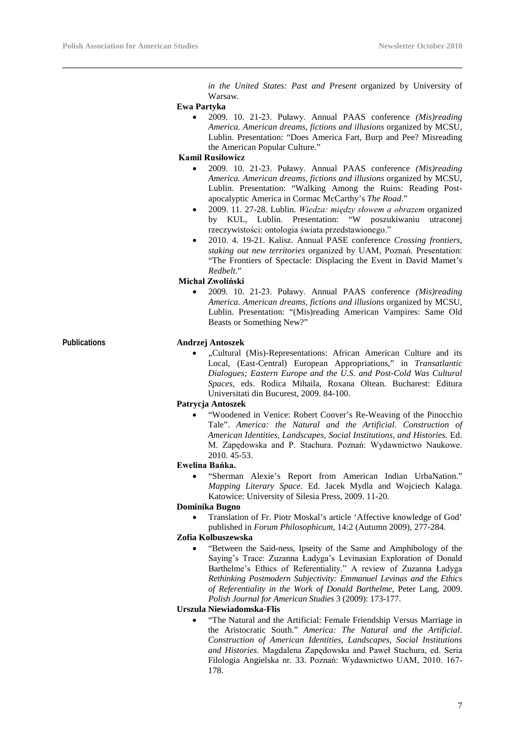*in the United States: Past and Present* organized by University of Warsaw.

**Ewa Partyka**

- 2009. 10. 21-23. Puławy. Annual PAAS conference *(Mis)reading America. American dreams, fictions and illusions* organized by MCSU, Lublin. Presentation: "Does America Fart, Burp and Pee? Misreading the American Popular Culture."

**Kamil Rusiłowicz**

- 2009. 10. 21-23. Puławy. Annual PAAS conference *(Mis)reading America. American dreams, fictions and illusions* organized by MCSU, Lublin. Presentation: "Walking Among the Ruins: Reading Post-apocalyptic America in Cormac McCarthy's *The Road*."
- 2009. 11. 27-28. Lublin. *Wiedza: między słowem a obrazem* organized by KUL, Lublin. Presentation: "W poszukiwaniu utraconej rzeczywistości: ontologia świata przedstawionego."
- 2010. 4. 19-21. Kalisz. Annual PASE conference *Crossing frontiers, staking out new territories* organized by UAM, Poznań. Presentation: "The Frontiers of Spectacle: Displacing the Event in David Mamet's *Redbelt*."

**Michał Zwoliński**

- 2009. 10. 21-23. Puławy. Annual PAAS conference *(Mis)reading America. American dreams, fictions and illusions* organized by MCSU, Lublin. Presentation: "(Mis)reading American Vampires: Same Old Beasts or Something New?"

## Publications

**Andrzej Antoszek**

- „Cultural (Mis)-Representations: African American Culture and its Local, (East-Central) European Appropriations," in *Transatlantic Dialogues; Eastern Europe and the U.S. and Post-Cold Was Cultural Spaces*, eds. Rodica Mihaila, Roxana Oltean. Bucharest: Editura Universitati din Bucurest, 2009. 84-100.

**Patrycja Antoszek**

- "Woodened in Venice: Robert Coover's Re-Weaving of the Pinocchio Tale". *America: the Natural and the Artificial. Construction of American Identities, Landscapes, Social Institutions, and Histories.* Ed. M. Zapędowska and P. Stachura. Poznań: Wydawnictwo Naukowe. 2010. 45-53.

**Ewelina Bańka.**

- "Sherman Alexie's Report from American Indian UrbaNation." *Mapping Literary Space.* Ed. Jacek Mydla and Wojciech Kalaga. Katowice: University of Silesia Press, 2009. 11-20.

**Dominika Bugno**

- Translation of Fr. Piotr Moskal's article 'Affective knowledge of God' published in *Forum Philosophicum*, 14:2 (Autumn 2009), 277-284.

**Zofia Kolbuszewska**

- "Between the Said-ness, Ipseity of the Same and Amphibology of the Saying's Trace: Zuzanna Ładyga's Levinasian Exploration of Donald Barthelme's Ethics of Referentiality." A review of Zuzanna Ładyga *Rethinking Postmodern Subjectivity: Emmanuel Levinas and the Ethics of Referentiality in the Work of Donald Barthelme*, Peter Lang, 2009. *Polish Journal for American Studies* 3 (2009): 173-177.

**Urszula Niewiadomska-Flis**

- "The Natural and the Artificial: Female Friendship Versus Marriage in the Aristocratic South." *America: The Natural and the Artificial. Construction of American Identities, Landscapes, Social Institutions and Histories.* Magdalena Zapędowska and Paweł Stachura, ed. Seria Filologia Angielska nr. 33. Poznań: Wydawnictwo UAM, 2010. 167-178.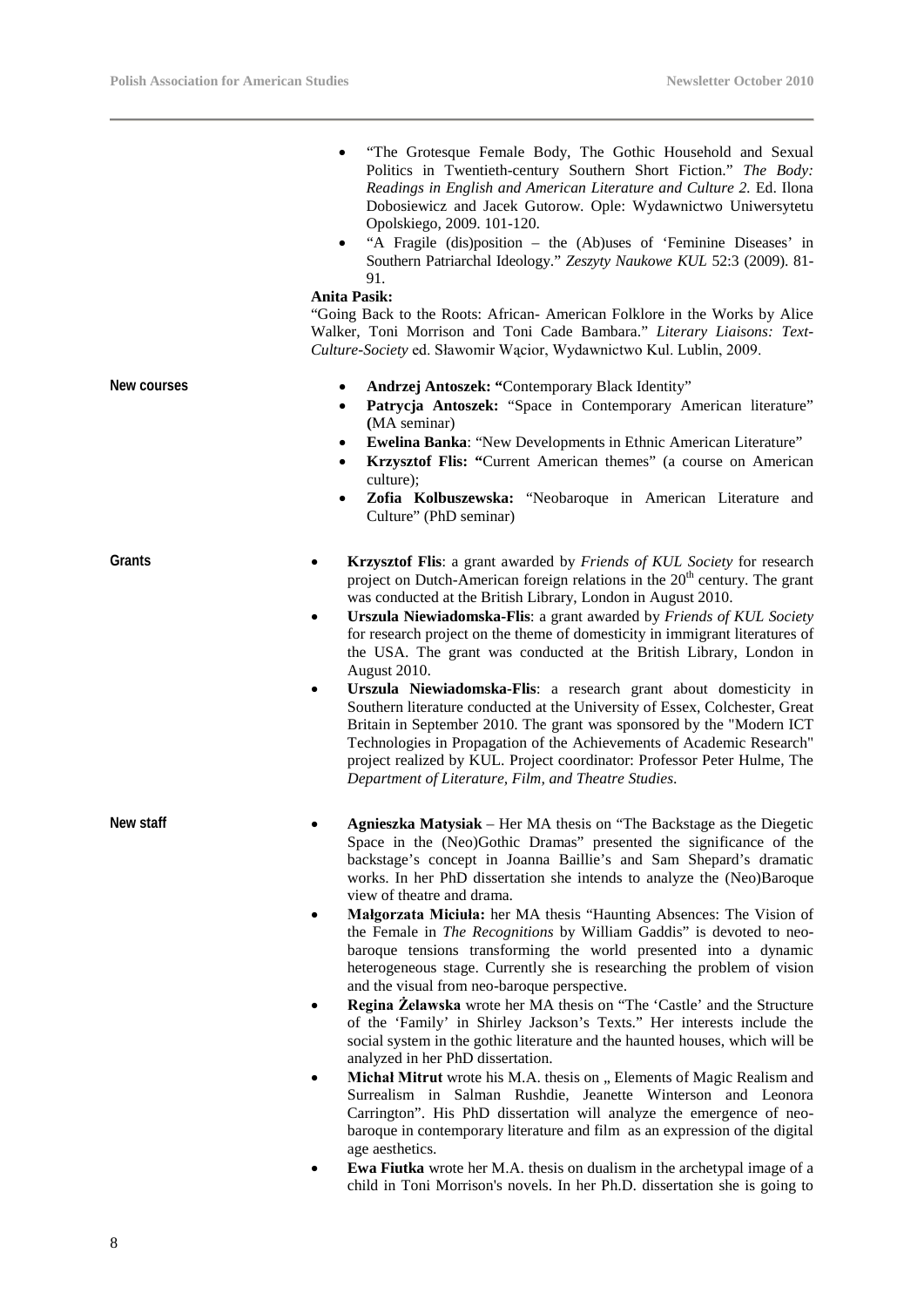- "The Grotesque Female Body, The Gothic Household and Sexual Politics in Twentieth-century Southern Short Fiction." *The Body: Readings in English and American Literature and Culture 2.* Ed. Ilona Dobosiewicz and Jacek Gutorow. Ople: Wydawnictwo Uniwersytetu Opolskiego, 2009. 101-120.
- "A Fragile (dis)position – the (Ab)uses of 'Feminine Diseases' in Southern Patriarchal Ideology." *Zeszyty Naukowe KUL* 52:3 (2009). 81-91.

**Anita Pasik:**

"Going Back to the Roots: African- American Folklore in the Works by Alice Walker, Toni Morrison and Toni Cade Bambara." *Literary Liaisons: Text-Culture-Society* ed. Sławomir Wącior, Wydawnictwo Kul. Lublin, 2009.

**New courses**

- **Andrzej Antoszek: "**Contemporary Black Identity"
- **Patrycja Antoszek:** "Space in Contemporary American literature" **(**MA seminar)
- **Ewelina Banka**: "New Developments in Ethnic American Literature"
- **Krzysztof Flis: "**Current American themes" (a course on American culture);
- **Zofia Kolbuszewska:** "Neobaroque in American Literature and Culture" (PhD seminar)

**Grants**

- **Krzysztof Flis**: a grant awarded by *Friends of KUL Society* for research project on Dutch-American foreign relations in the 20th century. The grant was conducted at the British Library, London in August 2010.
- **Urszula Niewiadomska-Flis**: a grant awarded by *Friends of KUL Society* for research project on the theme of domesticity in immigrant literatures of the USA. The grant was conducted at the British Library, London in August 2010.
- **Urszula Niewiadomska-Flis**: a research grant about domesticity in Southern literature conducted at the University of Essex, Colchester, Great Britain in September 2010. The grant was sponsored by the "Modern ICT Technologies in Propagation of the Achievements of Academic Research" project realized by KUL. Project coordinator: Professor Peter Hulme, The *Department of Literature, Film, and Theatre Studies*.

**New staff**

- **Agnieszka Matysiak** – Her MA thesis on "The Backstage as the Diegetic Space in the (Neo)Gothic Dramas" presented the significance of the backstage's concept in Joanna Baillie's and Sam Shepard's dramatic works. In her PhD dissertation she intends to analyze the (Neo)Baroque view of theatre and drama.
- **Małgorzata Miciuła:** her MA thesis "Haunting Absences: The Vision of the Female in *The Recognitions* by William Gaddis" is devoted to neo-baroque tensions transforming the world presented into a dynamic heterogeneous stage. Currently she is researching the problem of vision and the visual from neo-baroque perspective.
- **Regina Żelawska** wrote her MA thesis on "The 'Castle' and the Structure of the 'Family' in Shirley Jackson's Texts." Her interests include the social system in the gothic literature and the haunted houses, which will be analyzed in her PhD dissertation.
- **Michał Mitrut** wrote his M.A. thesis on „ Elements of Magic Realism and Surrealism in Salman Rushdie, Jeanette Winterson and Leonora Carrington". His PhD dissertation will analyze the emergence of neo-baroque in contemporary literature and film as an expression of the digital age aesthetics.
- **Ewa Fiutka** wrote her M.A. thesis on dualism in the archetypal image of a child in Toni Morrison's novels. In her Ph.D. dissertation she is going to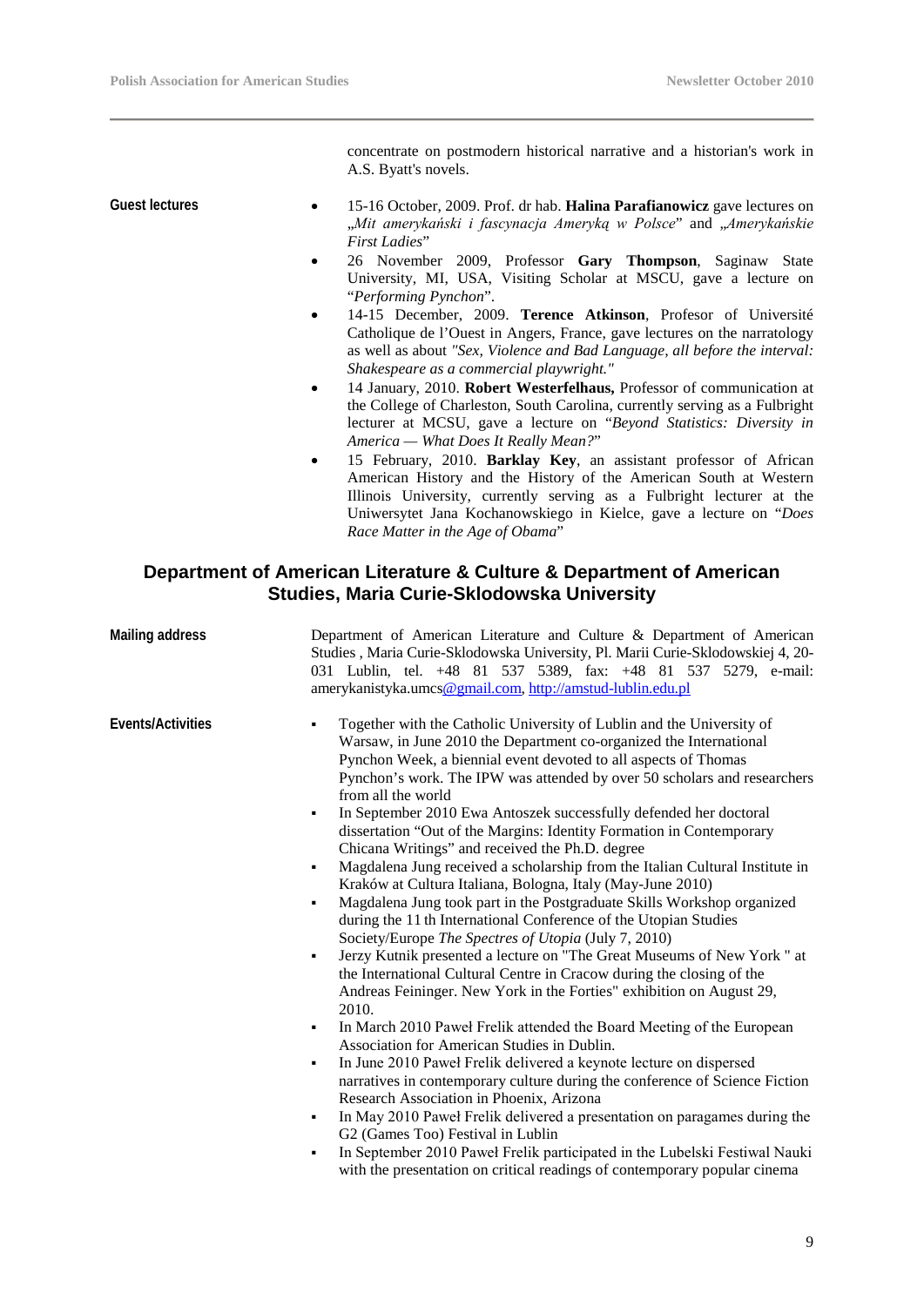concentrate on postmodern historical narrative and a historian's work in A.S. Byatt's novels.

**Guest lectures**

- 15-16 October, 2009. Prof. dr hab. **Halina Parafianowicz** gave lectures on „*Mit amerykański i fascynacja Ameryką w Polsce*" and „*Amerykańskie First Ladies*"
- 26 November 2009, Professor **Gary Thompson**, Saginaw State University, MI, USA, Visiting Scholar at MSCU, gave a lecture on "*Performing Pynchon*".
- 14-15 December, 2009. **Terence Atkinson**, Profesor of Université Catholique de l'Ouest in Angers, France, gave lectures on the narratology as well as about *"Sex, Violence and Bad Language, all before the interval: Shakespeare as a commercial playwright."*
- 14 January, 2010. **Robert Westerfelhaus,** Professor of communication at the College of Charleston, South Carolina, currently serving as a Fulbright lecturer at MCSU, gave a lecture on "*Beyond Statistics: Diversity in America — What Does It Really Mean?*"
- 15 February, 2010. **Barklay Key**, an assistant professor of African American History and the History of the American South at Western Illinois University, currently serving as a Fulbright lecturer at the Uniwersytet Jana Kochanowskiego in Kielce, gave a lecture on "*Does Race Matter in the Age of Obama*"

## Department of American Literature & Culture & Department of American Studies, Maria Curie-Sklodowska University

**Mailing address**

Department of American Literature and Culture & Department of American Studies , Maria Curie-Sklodowska University, Pl. Marii Curie-Sklodowskiej 4, 20-031 Lublin, tel. +48 81 537 5389, fax: +48 81 537 5279, e-mail: amerykanistyka.umcs@gmail.com, http://amstud-lublin.edu.pl

**Events/Activities**

- Together with the Catholic University of Lublin and the University of Warsaw, in June 2010 the Department co-organized the International Pynchon Week, a biennial event devoted to all aspects of Thomas Pynchon's work. The IPW was attended by over 50 scholars and researchers from all the world
- In September 2010 Ewa Antoszek successfully defended her doctoral dissertation "Out of the Margins: Identity Formation in Contemporary Chicana Writings" and received the Ph.D. degree
- Magdalena Jung received a scholarship from the Italian Cultural Institute in Kraków at Cultura Italiana, Bologna, Italy (May-June 2010)
- Magdalena Jung took part in the Postgraduate Skills Workshop organized during the 11 th International Conference of the Utopian Studies Society/Europe *The Spectres of Utopia* (July 7, 2010)
- Jerzy Kutnik presented a lecture on "The Great Museums of New York " at the International Cultural Centre in Cracow during the closing of the Andreas Feininger. New York in the Forties" exhibition on August 29, 2010.
- In March 2010 Paweł Frelik attended the Board Meeting of the European Association for American Studies in Dublin.
- In June 2010 Paweł Frelik delivered a keynote lecture on dispersed narratives in contemporary culture during the conference of Science Fiction Research Association in Phoenix, Arizona
- In May 2010 Paweł Frelik delivered a presentation on paragames during the G2 (Games Too) Festival in Lublin
- In September 2010 Paweł Frelik participated in the Lubelski Festiwal Nauki with the presentation on critical readings of contemporary popular cinema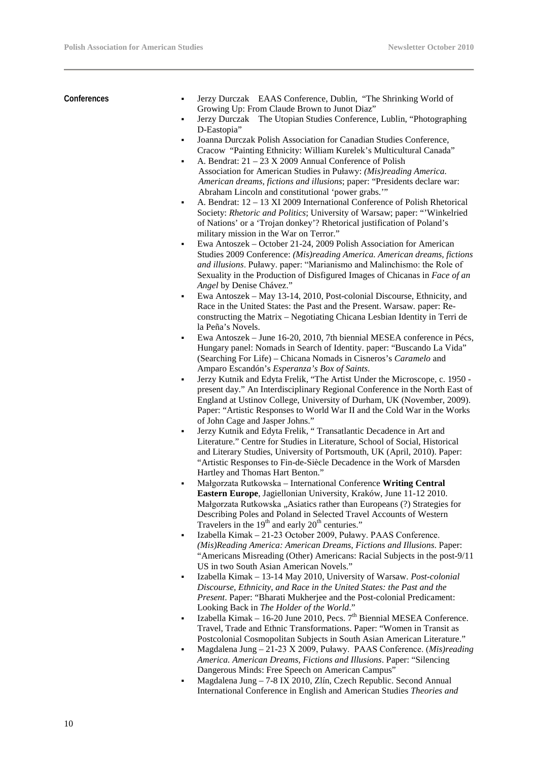**Conferences**

- Jerzy Durczak EAAS Conference, Dublin, "The Shrinking World of Growing Up: From Claude Brown to Junot Diaz"
- Jerzy Durczak The Utopian Studies Conference, Lublin, "Photographing D-Eastopia"
- Joanna Durczak Polish Association for Canadian Studies Conference, Cracow "Painting Ethnicity: William Kurelek's Multicultural Canada"
- A. Bendrat: 21 – 23 X 2009 Annual Conference of Polish Association for American Studies in Puławy: *(Mis)reading America. American dreams, fictions and illusions*; paper: "Presidents declare war: Abraham Lincoln and constitutional 'power grabs.'"
- A. Bendrat: 12 – 13 XI 2009 International Conference of Polish Rhetorical Society: *Rhetoric and Politics*; University of Warsaw; paper: "'Winkelried of Nations' or a 'Trojan donkey'? Rhetorical justification of Poland's military mission in the War on Terror."
- Ewa Antoszek – October 21-24, 2009 Polish Association for American Studies 2009 Conference: *(Mis)reading America. American dreams, fictions and illusions*. Puławy. paper: "Marianismo and Malinchismo: the Role of Sexuality in the Production of Disfigured Images of Chicanas in *Face of an Angel* by Denise Chávez."
- Ewa Antoszek – May 13-14, 2010, Post-colonial Discourse, Ethnicity, and Race in the United States: the Past and the Present. Warsaw. paper: Re-constructing the Matrix – Negotiating Chicana Lesbian Identity in Terri de la Peña's Novels.
- Ewa Antoszek – June 16-20, 2010, 7th biennial MESEA conference in Pécs, Hungary panel: Nomads in Search of Identity. paper: "Buscando La Vida" (Searching For Life) – Chicana Nomads in Cisneros's *Caramelo* and Amparo Escandón's *Esperanza's Box of Saints*.
- Jerzy Kutnik and Edyta Frelik, "The Artist Under the Microscope, c. 1950 - present day." An Interdisciplinary Regional Conference in the North East of England at Ustinov College, University of Durham, UK (November, 2009). Paper: "Artistic Responses to World War II and the Cold War in the Works of John Cage and Jasper Johns."
- Jerzy Kutnik and Edyta Frelik, " Transatlantic Decadence in Art and Literature." Centre for Studies in Literature, School of Social, Historical and Literary Studies, University of Portsmouth, UK (April, 2010). Paper: "Artistic Responses to Fin-de-Siècle Decadence in the Work of Marsden Hartley and Thomas Hart Benton."
- Małgorzata Rutkowska – International Conference **Writing Central Eastern Europe**, Jagiellonian University, Kraków, June 11-12 2010. Małgorzata Rutkowska „Asiatics rather than Europeans (?) Strategies for Describing Poles and Poland in Selected Travel Accounts of Western Travelers in the 19th and early 20th centuries."
- Izabella Kimak – 21-23 October 2009, Puławy. PAAS Conference. *(Mis)Reading America: American Dreams, Fictions and Illusions*. Paper: "Americans Misreading (Other) Americans: Racial Subjects in the post-9/11 US in two South Asian American Novels."
- Izabella Kimak – 13-14 May 2010, University of Warsaw. *Post-colonial Discourse, Ethnicity, and Race in the United States: the Past and the Present*. Paper: "Bharati Mukherjee and the Post-colonial Predicament: Looking Back in *The Holder of the World*."
- Izabella Kimak – 16-20 June 2010, Pecs. 7th Biennial MESEA Conference. Travel, Trade and Ethnic Transformations. Paper: "Women in Transit as Postcolonial Cosmopolitan Subjects in South Asian American Literature."
- Magdalena Jung – 21-23 X 2009, Puławy. PAAS Conference. (*Mis)reading America. American Dreams, Fictions and Illusions*. Paper: "Silencing Dangerous Minds: Free Speech on American Campus"
- Magdalena Jung – 7-8 IX 2010, Zlín, Czech Republic. Second Annual International Conference in English and American Studies *Theories and*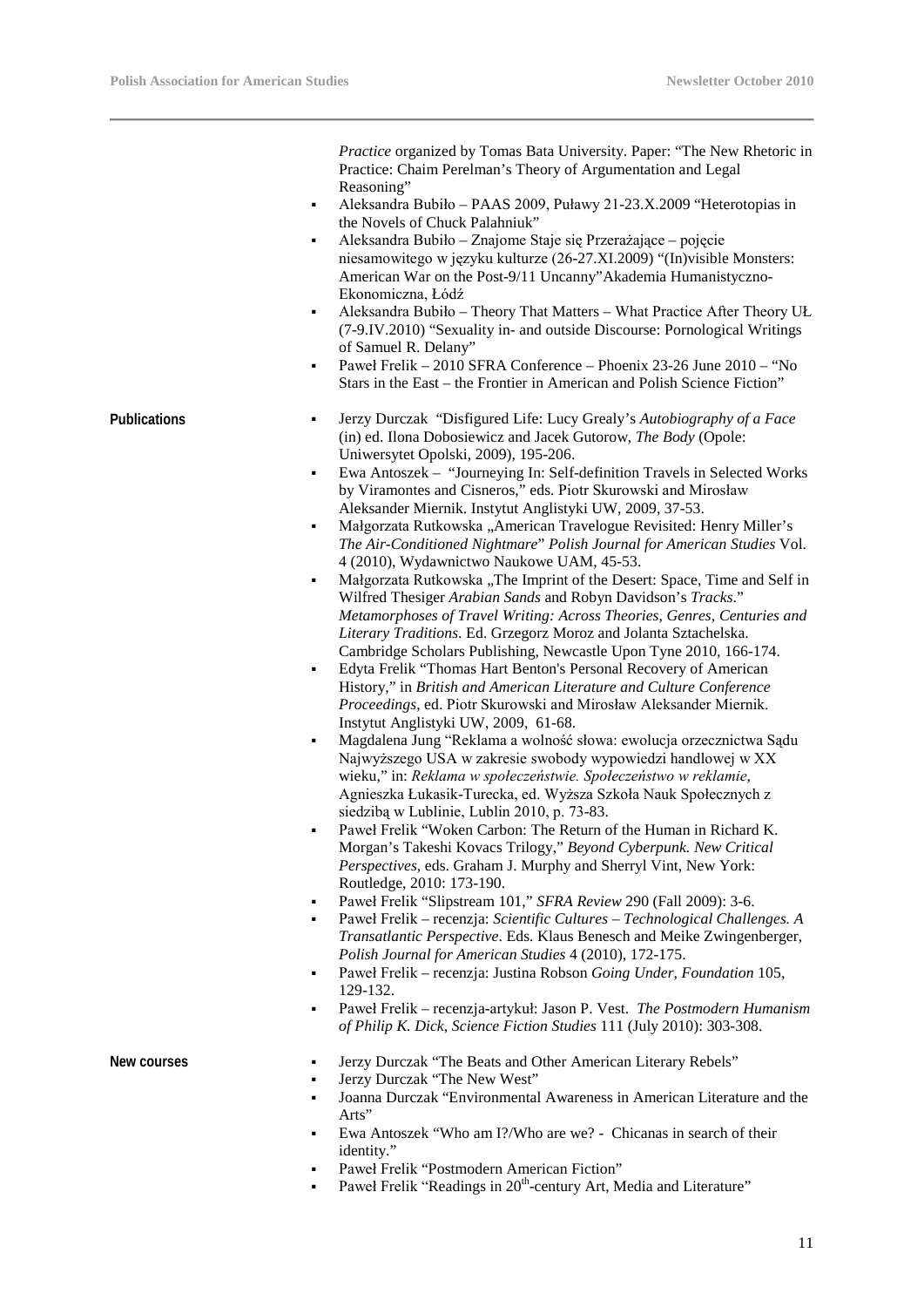*Practice* organized by Tomas Bata University. Paper: "The New Rhetoric in Practice: Chaim Perelman's Theory of Argumentation and Legal Reasoning"

- Aleksandra Bubiło – PAAS 2009, Puławy 21-23.X.2009 "Heterotopias in the Novels of Chuck Palahniuk"
- Aleksandra Bubiło – Znajome Staje się Przerażające – pojęcie niesamowitego w języku kulturze (26-27.XI.2009) "(In)visible Monsters: American War on the Post-9/11 Uncanny"Akademia Humanistyczno-Ekonomiczna, Łódź
- Aleksandra Bubiło – Theory That Matters – What Practice After Theory UŁ (7-9.IV.2010) "Sexuality in- and outside Discourse: Pornological Writings of Samuel R. Delany"
- Paweł Frelik – 2010 SFRA Conference – Phoenix 23-26 June 2010 – "No Stars in the East – the Frontier in American and Polish Science Fiction"

**Publications**

- Jerzy Durczak "Disfigured Life: Lucy Grealy's *Autobiography of a Face* (in) ed. Ilona Dobosiewicz and Jacek Gutorow, *The Body* (Opole: Uniwersytet Opolski, 2009), 195-206.
- Ewa Antoszek – "Journeying In: Self-definition Travels in Selected Works by Viramontes and Cisneros," eds. Piotr Skurowski and Mirosław Aleksander Miernik. Instytut Anglistyki UW, 2009, 37-53.
- Małgorzata Rutkowska „American Travelogue Revisited: Henry Miller's *The Air-Conditioned Nightmare*" *Polish Journal for American Studies* Vol. 4 (2010), Wydawnictwo Naukowe UAM, 45-53.
- Małgorzata Rutkowska „The Imprint of the Desert: Space, Time and Self in Wilfred Thesiger *Arabian Sands* and Robyn Davidson's *Tracks*." *Metamorphoses of Travel Writing: Across Theories, Genres, Centuries and Literary Traditions*. Ed. Grzegorz Moroz and Jolanta Sztachelska. Cambridge Scholars Publishing, Newcastle Upon Tyne 2010, 166-174.
- Edyta Frelik "Thomas Hart Benton's Personal Recovery of American History," in *British and American Literature and Culture Conference Proceedings*, ed. Piotr Skurowski and Mirosław Aleksander Miernik. Instytut Anglistyki UW, 2009, 61-68.
- Magdalena Jung "Reklama a wolność słowa: ewolucja orzecznictwa Sądu Najwyższego USA w zakresie swobody wypowiedzi handlowej w XX wieku," in: *Reklama w społeczeństwie. Społeczeństwo w reklamie*, Agnieszka Łukasik-Turecka, ed. Wyższa Szkoła Nauk Społecznych z siedzibą w Lublinie, Lublin 2010, p. 73-83.
- Paweł Frelik "Woken Carbon: The Return of the Human in Richard K. Morgan's Takeshi Kovacs Trilogy," *Beyond Cyberpunk. New Critical Perspectives*, eds. Graham J. Murphy and Sherryl Vint, New York: Routledge, 2010: 173-190.
- Paweł Frelik "Slipstream 101," *SFRA Review* 290 (Fall 2009): 3-6.
- Paweł Frelik – recenzja: *Scientific Cultures – Technological Challenges. A Transatlantic Perspective*. Eds. Klaus Benesch and Meike Zwingenberger, *Polish Journal for American Studies* 4 (2010), 172-175.
- Paweł Frelik – recenzja: Justina Robson *Going Under*, *Foundation* 105, 129-132.
- Paweł Frelik – recenzja-artykuł: Jason P. Vest. *The Postmodern Humanism of Philip K. Dick*, *Science Fiction Studies* 111 (July 2010): 303-308.

**New courses**

- Jerzy Durczak "The Beats and Other American Literary Rebels"
- Jerzy Durczak "The New West"
- Joanna Durczak "Environmental Awareness in American Literature and the Arts"
- Ewa Antoszek "Who am I?/Who are we? - Chicanas in search of their identity."
- Paweł Frelik "Postmodern American Fiction"
- Paweł Frelik "Readings in 20th-century Art, Media and Literature"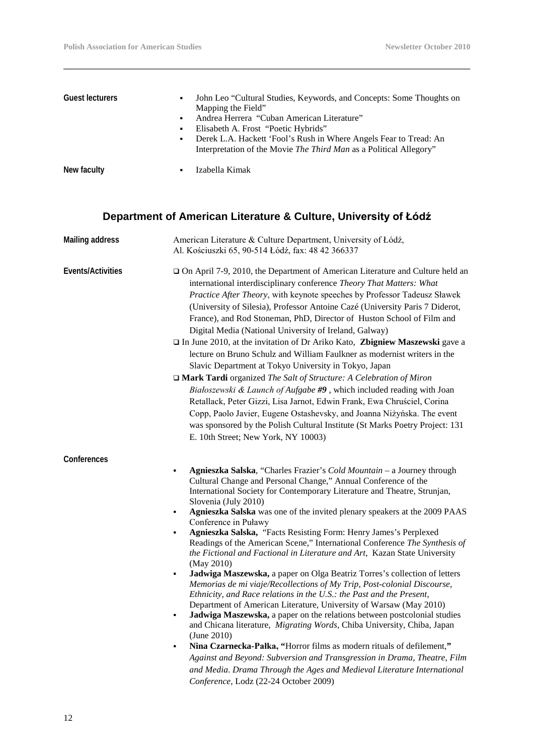**Guest lecturers**

- John Leo "Cultural Studies, Keywords, and Concepts: Some Thoughts on Mapping the Field"
- Andrea Herrera "Cuban American Literature"
- Elisabeth A. Frost "Poetic Hybrids"
- Derek L.A. Hackett 'Fool's Rush in Where Angels Fear to Tread: An Interpretation of the Movie *The Third Man* as a Political Allegory"

**New faculty**

- Izabella Kimak

## Department of American Literature & Culture, University of Łódź

**Mailing address**

American Literature & Culture Department, University of Łódź,
Al. Kościuszki 65, 90-514 Łódź, fax: 48 42 366337

**Events/Activities**

- On April 7-9, 2010, the Department of American Literature and Culture held an international interdisciplinary conference *Theory That Matters: What Practice After Theory*, with keynote speeches by Professor Tadeusz Sławek (University of Silesia), Professor Antoine Cazé (University Paris 7 Diderot, France), and Rod Stoneman, PhD, Director of Huston School of Film and Digital Media (National University of Ireland, Galway)
- In June 2010, at the invitation of Dr Ariko Kato, **Zbigniew Maszewski** gave a lecture on Bruno Schulz and William Faulkner as modernist writers in the Slavic Department at Tokyo University in Tokyo, Japan
- **Mark Tardi** organized *The Salt of Structure: A Celebration of Miron Białoszewski & Launch of Aufgabe #9* , which included reading with Joan Retallack, Peter Gizzi, Lisa Jarnot, Edwin Frank, Ewa Chruściel, Corina Copp, Paolo Javier, Eugene Ostashevsky, and Joanna Niżyńska. The event was sponsored by the Polish Cultural Institute (St Marks Poetry Project: 131 E. 10th Street; New York, NY 10003)

**Conferences**

- **Agnieszka Salska**, "Charles Frazier's *Cold Mountain* – a Journey through Cultural Change and Personal Change," Annual Conference of the International Society for Contemporary Literature and Theatre, Strunjan, Slovenia (July 2010)
- **Agnieszka Salska** was one of the invited plenary speakers at the 2009 PAAS Conference in Puławy
- **Agnieszka Salska,** "Facts Resisting Form: Henry James's Perplexed Readings of the American Scene," International Conference *The Synthesis of the Fictional and Factional in Literature and Art*, Kazan State University (May 2010)
- **Jadwiga Maszewska,** a paper on Olga Beatriz Torres's collection of letters *Memorias de mi viaje/Recollections of My Trip, Post-colonial Discourse, Ethnicity, and Race relations in the U.S.: the Past and the Present*, Department of American Literature, University of Warsaw (May 2010)
- **Jadwiga Maszewska,** a paper on the relations between postcolonial studies and Chicana literature, *Migrating Words*, Chiba University, Chiba, Japan (June 2010)
- **Nina Czarnecka-Pałka, "**Horror films as modern rituals of defilement,**"** *Against and Beyond: Subversion and Transgression in Drama, Theatre, Film and Media. Drama Through the Ages and Medieval Literature International Conference*, Lodz (22-24 October 2009)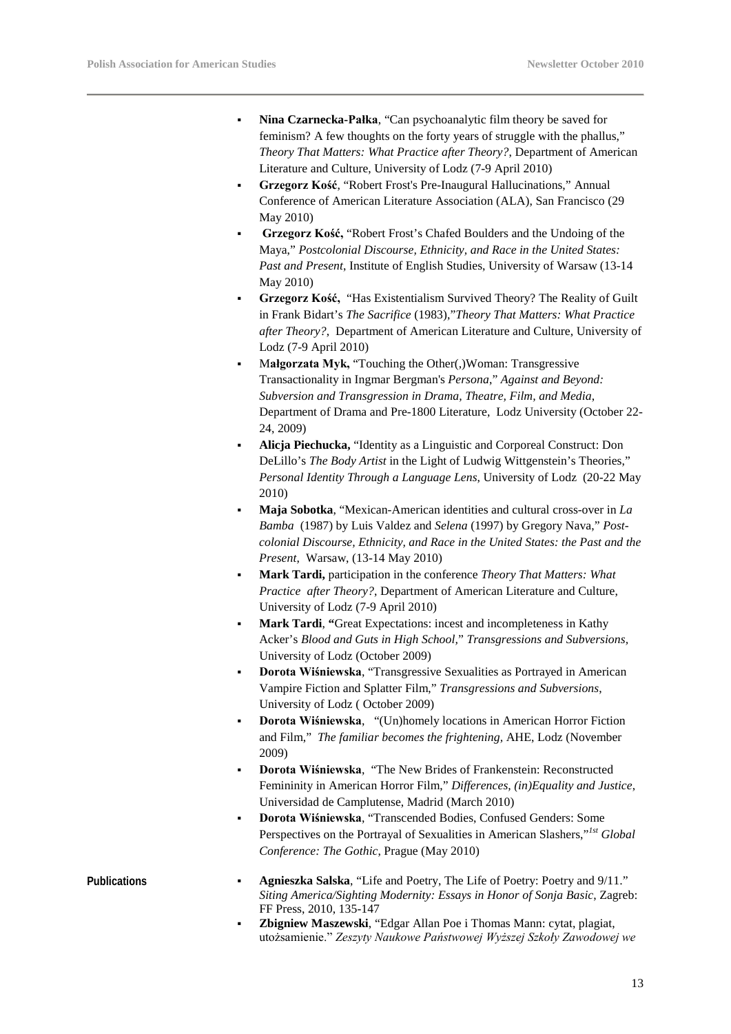- **Nina Czarnecka-Pałka**, "Can psychoanalytic film theory be saved for feminism? A few thoughts on the forty years of struggle with the phallus," *Theory That Matters: What Practice after Theory?*, Department of American Literature and Culture, University of Lodz (7-9 April 2010)
- **Grzegorz Kość**, "Robert Frost's Pre-Inaugural Hallucinations," Annual Conference of American Literature Association (ALA), San Francisco (29 May 2010)
- **Grzegorz Kość,** "Robert Frost's Chafed Boulders and the Undoing of the Maya," *Postcolonial Discourse, Ethnicity, and Race in the United States: Past and Present*, Institute of English Studies, University of Warsaw (13-14 May 2010)
- **Grzegorz Kość,** "Has Existentialism Survived Theory? The Reality of Guilt in Frank Bidart's *The Sacrifice* (1983),"*Theory That Matters: What Practice after Theory?*, Department of American Literature and Culture, University of Lodz (7-9 April 2010)
- M**ałgorzata Myk,** "Touching the Other(,)Woman: Transgressive Transactionality in Ingmar Bergman's *Persona*," *Against and Beyond: Subversion and Transgression in Drama, Theatre, Film, and Media*, Department of Drama and Pre-1800 Literature, Lodz University (October 22-24, 2009)
- **Alicja Piechucka,** "Identity as a Linguistic and Corporeal Construct: Don DeLillo's *The Body Artist* in the Light of Ludwig Wittgenstein's Theories," *Personal Identity Through a Language Lens*, University of Lodz (20-22 May 2010)
- **Maja Sobotka**, "Mexican-American identities and cultural cross-over in *La Bamba* (1987) by Luis Valdez and *Selena* (1997) by Gregory Nava," *Post-colonial Discourse, Ethnicity, and Race in the United States: the Past and the Present,* Warsaw, (13-14 May 2010)
- **Mark Tardi,** participation in the conference *Theory That Matters: What Practice after Theory?*, Department of American Literature and Culture, University of Lodz (7-9 April 2010)
- **Mark Tardi**, **"**Great Expectations: incest and incompleteness in Kathy Acker's *Blood and Guts in High School*," *Transgressions and Subversions*, University of Lodz (October 2009)
- **Dorota Wiśniewska**, "Transgressive Sexualities as Portrayed in American Vampire Fiction and Splatter Film," *Transgressions and Subversions*, University of Lodz ( October 2009)
- **Dorota Wiśniewska**, "(Un)homely locations in American Horror Fiction and Film," *The familiar becomes the frightening*, AHE, Lodz (November 2009)
- **Dorota Wiśniewska**, "The New Brides of Frankenstein: Reconstructed Femininity in American Horror Film," *Differences, (in)Equality and Justice*, Universidad de Camplutense, Madrid (March 2010)
- **Dorota Wiśniewska**, "Transcended Bodies, Confused Genders: Some Perspectives on the Portrayal of Sexualities in American Slashers,"*1st Global Conference: The Gothic*, Prague (May 2010)

**Publications**

- **Agnieszka Salska**, "Life and Poetry, The Life of Poetry: Poetry and 9/11." *Siting America/Sighting Modernity: Essays in Honor of Sonja Basic*, Zagreb: FF Press, 2010, 135-147
- **Zbigniew Maszewski**, "Edgar Allan Poe i Thomas Mann: cytat, plagiat, utożsamienie." *Zeszyty Naukowe Państwowej Wyższej Szkoły Zawodowej we*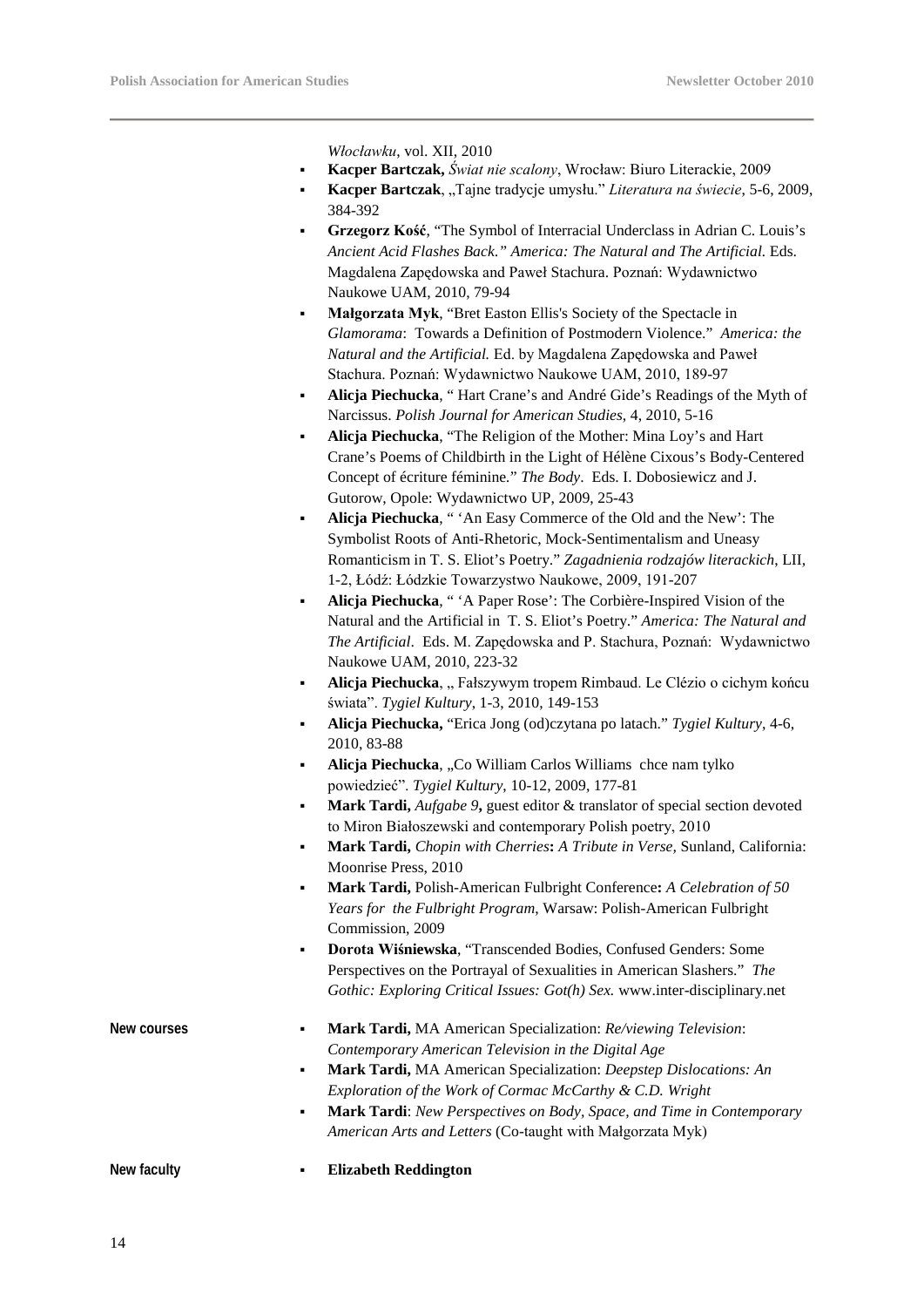*Włocławku*, vol. XII, 2010

- **Kacper Bartczak,** *Świat nie scalony*, Wrocław: Biuro Literackie, 2009
- **Kacper Bartczak**, „Tajne tradycje umysłu." *Literatura na świecie*, 5-6, 2009, 384-392
- **Grzegorz Kość**, "The Symbol of Interracial Underclass in Adrian C. Louis's *Ancient Acid Flashes Back." America: The Natural and The Artificial.* Eds. Magdalena Zapędowska and Paweł Stachura. Poznań: Wydawnictwo Naukowe UAM, 2010, 79-94
- **Małgorzata Myk**, "Bret Easton Ellis's Society of the Spectacle in *Glamorama*: Towards a Definition of Postmodern Violence." *America: the Natural and the Artificial.* Ed. by Magdalena Zapędowska and Paweł Stachura. Poznań: Wydawnictwo Naukowe UAM, 2010, 189-97
- **Alicja Piechucka**, " Hart Crane's and André Gide's Readings of the Myth of Narcissus. *Polish Journal for American Studies*, 4, 2010, 5-16
- **Alicja Piechucka**, "The Religion of the Mother: Mina Loy's and Hart Crane's Poems of Childbirth in the Light of Hélène Cixous's Body-Centered Concept of écriture féminine." *The Body*. Eds. I. Dobosiewicz and J. Gutorow, Opole: Wydawnictwo UP, 2009, 25-43
- **Alicja Piechucka**, " 'An Easy Commerce of the Old and the New': The Symbolist Roots of Anti-Rhetoric, Mock-Sentimentalism and Uneasy Romanticism in T. S. Eliot's Poetry." *Zagadnienia rodzajów literackich*, LII, 1-2, Łódź: Łódzkie Towarzystwo Naukowe, 2009, 191-207
- **Alicja Piechucka**, " 'A Paper Rose': The Corbière-Inspired Vision of the Natural and the Artificial in T. S. Eliot's Poetry." *America: The Natural and The Artificial*. Eds. M. Zapędowska and P. Stachura, Poznań: Wydawnictwo Naukowe UAM, 2010, 223-32
- **Alicja Piechucka**, „ Fałszywym tropem Rimbaud. Le Clézio o cichym końcu świata". *Tygiel Kultury*, 1-3, 2010, 149-153
- **Alicja Piechucka,** "Erica Jong (od)czytana po latach." *Tygiel Kultury*, 4-6, 2010, 83-88
- **Alicja Piechucka**, „Co William Carlos Williams chce nam tylko powiedzieć". *Tygiel Kultury*, 10-12, 2009, 177-81
- **Mark Tardi,** *Aufgabe 9***,** guest editor & translator of special section devoted to Miron Białoszewski and contemporary Polish poetry, 2010
- **Mark Tardi,** *Chopin with Cherries***:** *A Tribute in Verse*, Sunland, California: Moonrise Press, 2010
- **Mark Tardi,** Polish-American Fulbright Conference**:** *A Celebration of 50 Years for the Fulbright Program*, Warsaw: Polish-American Fulbright Commission, 2009
- **Dorota Wiśniewska**, "Transcended Bodies, Confused Genders: Some Perspectives on the Portrayal of Sexualities in American Slashers." *The Gothic: Exploring Critical Issues: Got(h) Sex.* www.inter-disciplinary.net

**New courses**

- **Mark Tardi,** MA American Specialization: *Re/viewing Television*: *Contemporary American Television in the Digital Age*
- **Mark Tardi,** MA American Specialization: *Deepstep Dislocations: An Exploration of the Work of Cormac McCarthy & C.D. Wright*
- **Mark Tardi**: *New Perspectives on Body, Space, and Time in Contemporary American Arts and Letters* (Co-taught with Małgorzata Myk)

**New faculty**

- **Elizabeth Reddington**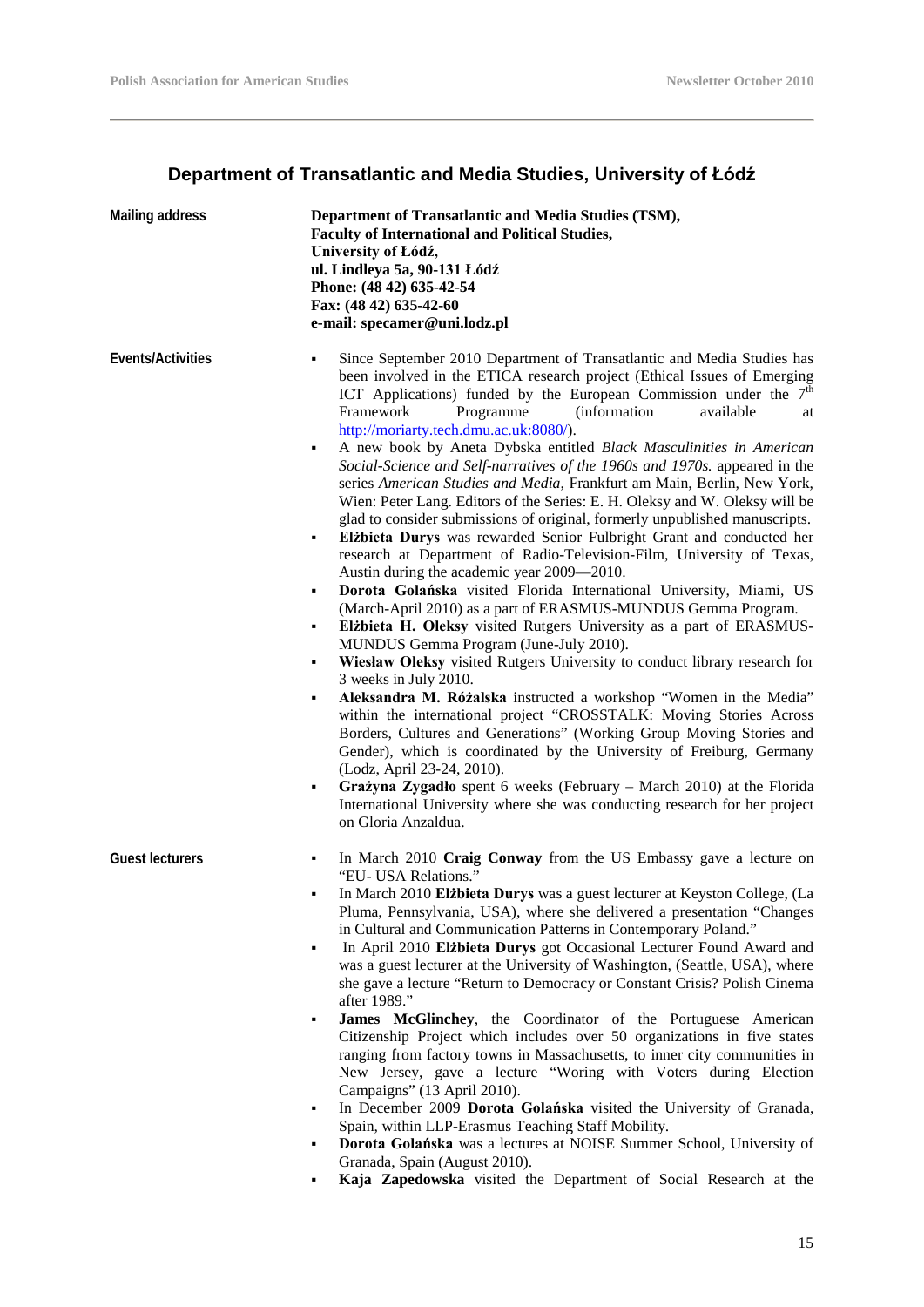## Department of Transatlantic and Media Studies, University of Łódź

**Mailing address**

**Department of Transatlantic and Media Studies (TSM),**
**Faculty of International and Political Studies,**
**University of Łódź,**
**ul. Lindleya 5a, 90-131 Łódź**
**Phone: (48 42) 635-42-54**
**Fax: (48 42) 635-42-60**
**e-mail: specamer@uni.lodz.pl**

**Events/Activities**

- Since September 2010 Department of Transatlantic and Media Studies has been involved in the ETICA research project (Ethical Issues of Emerging ICT Applications) funded by the European Commission under the 7th Framework Programme (information available at http://moriarty.tech.dmu.ac.uk:8080/).
- A new book by Aneta Dybska entitled *Black Masculinities in American Social-Science and Self-narratives of the 1960s and 1970s.* appeared in the series *American Studies and Media*, Frankfurt am Main, Berlin, New York, Wien: Peter Lang. Editors of the Series: E. H. Oleksy and W. Oleksy will be glad to consider submissions of original, formerly unpublished manuscripts.
- **Elżbieta Durys** was rewarded Senior Fulbright Grant and conducted her research at Department of Radio-Television-Film, University of Texas, Austin during the academic year 2009—2010.
- **Dorota Golańska** visited Florida International University, Miami, US (March-April 2010) as a part of ERASMUS-MUNDUS Gemma Program.
- **Elżbieta H. Oleksy** visited Rutgers University as a part of ERASMUS-MUNDUS Gemma Program (June-July 2010).
- **Wiesław Oleksy** visited Rutgers University to conduct library research for 3 weeks in July 2010.
- **Aleksandra M. Różalska** instructed a workshop "Women in the Media" within the international project "CROSSTALK: Moving Stories Across Borders, Cultures and Generations" (Working Group Moving Stories and Gender), which is coordinated by the University of Freiburg, Germany (Lodz, April 23-24, 2010).
- **Grażyna Zygadło** spent 6 weeks (February – March 2010) at the Florida International University where she was conducting research for her project on Gloria Anzaldua.

**Guest lecturers**

- In March 2010 **Craig Conway** from the US Embassy gave a lecture on "EU- USA Relations."
- In March 2010 **Elżbieta Durys** was a guest lecturer at Keyston College, (La Pluma, Pennsylvania, USA), where she delivered a presentation "Changes in Cultural and Communication Patterns in Contemporary Poland."
- In April 2010 **Elżbieta Durys** got Occasional Lecturer Found Award and was a guest lecturer at the University of Washington, (Seattle, USA), where she gave a lecture "Return to Democracy or Constant Crisis? Polish Cinema after 1989."
- **James McGlinchey**, the Coordinator of the Portuguese American Citizenship Project which includes over 50 organizations in five states ranging from factory towns in Massachusetts, to inner city communities in New Jersey, gave a lecture "Woring with Voters during Election Campaigns" (13 April 2010).
- In December 2009 **Dorota Golańska** visited the University of Granada, Spain, within LLP-Erasmus Teaching Staff Mobility.
- **Dorota Golańska** was a lectures at NOISE Summer School, University of Granada, Spain (August 2010).
- **Kaja Zapedowska** visited the Department of Social Research at the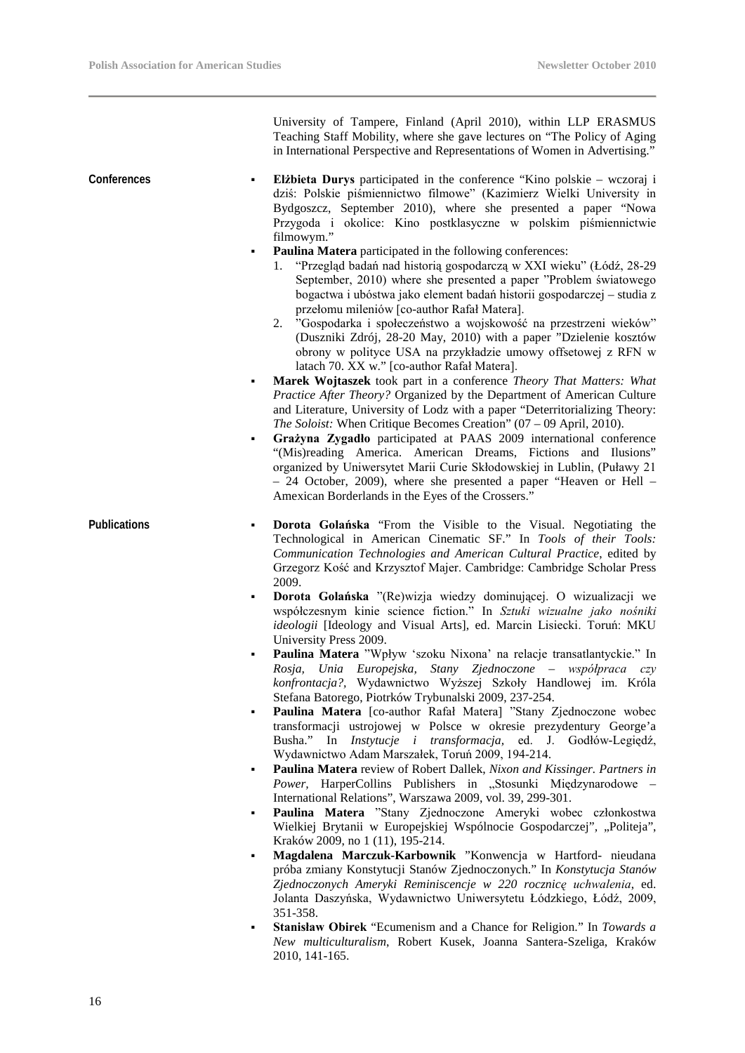University of Tampere, Finland (April 2010), within LLP ERASMUS Teaching Staff Mobility, where she gave lectures on "The Policy of Aging in International Perspective and Representations of Women in Advertising."

**Conferences**

- **Elżbieta Durys** participated in the conference "Kino polskie – wczoraj i dziś: Polskie piśmiennictwo filmowe" (Kazimierz Wielki University in Bydgoszcz, September 2010), where she presented a paper "Nowa Przygoda i okolice: Kino postklasyczne w polskim piśmiennictwie filmowym."
- **Paulina Matera** participated in the following conferences:
  1. "Przegląd badań nad historią gospodarczą w XXI wieku" (Łódź, 28-29 September, 2010) where she presented a paper "Problem światowego bogactwa i ubóstwa jako element badań historii gospodarczej – studia z przełomu mileniów [co-author Rafał Matera].
  2. "Gospodarka i społeczeństwo a wojskowość na przestrzeni wieków" (Duszniki Zdrój, 28-20 May, 2010) with a paper "Dzielenie kosztów obrony w polityce USA na przykładzie umowy offsetowej z RFN w latach 70. XX w." [co-author Rafał Matera].
- **Marek Wojtaszek** took part in a conference *Theory That Matters: What Practice After Theory?* Organized by the Department of American Culture and Literature, University of Lodz with a paper "Deterritorializing Theory: *The Soloist:* When Critique Becomes Creation" (07 – 09 April, 2010).
- **Grażyna Zygadło** participated at PAAS 2009 international conference "(Mis)reading America. American Dreams, Fictions and Ilusions" organized by Uniwersytet Marii Curie Skłodowskiej in Lublin, (Puławy 21 – 24 October, 2009), where she presented a paper "Heaven or Hell – Amexican Borderlands in the Eyes of the Crossers."

**Publications**

- **Dorota Golańska** "From the Visible to the Visual. Negotiating the Technological in American Cinematic SF." In *Tools of their Tools: Communication Technologies and American Cultural Practice*, edited by Grzegorz Kość and Krzysztof Majer. Cambridge: Cambridge Scholar Press 2009.
- **Dorota Golańska** "(Re)wizja wiedzy dominującej. O wizualizacji we współczesnym kinie science fiction." In *Sztuki wizualne jako nośniki ideologii* [Ideology and Visual Arts], ed. Marcin Lisiecki. Toruń: MKU University Press 2009.
- **Paulina Matera** "Wpływ 'szoku Nixona' na relacje transatlantyckie." In *Rosja, Unia Europejska, Stany Zjednoczone – współpraca czy konfrontacja?*, Wydawnictwo Wyższej Szkoły Handlowej im. Króla Stefana Batorego, Piotrków Trybunalski 2009, 237-254.
- **Paulina Matera** [co-author Rafał Matera] "Stany Zjednoczone wobec transformacji ustrojowej w Polsce w okresie prezydentury George'a Busha." In *Instytucje i transformacja*, ed. J. Godłów-Legiędź, Wydawnictwo Adam Marszałek, Toruń 2009, 194-214.
- **Paulina Matera** review of Robert Dallek, *Nixon and Kissinger. Partners in Power*, HarperCollins Publishers in „Stosunki Międzynarodowe – International Relations", Warszawa 2009, vol. 39, 299-301.
- **Paulina Matera** "Stany Zjednoczone Ameryki wobec członkostwa Wielkiej Brytanii w Europejskiej Wspólnocie Gospodarczej", „Politeja", Kraków 2009, no 1 (11), 195-214.
- **Magdalena Marczuk-Karbownik** "Konwencja w Hartford- nieudana próba zmiany Konstytucji Stanów Zjednoczonych." In *Konstytucja Stanów Zjednoczonych Ameryki Reminiscencje w 220 rocznicę uchwalenia*, ed. Jolanta Daszyńska, Wydawnictwo Uniwersytetu Łódzkiego, Łódź, 2009, 351-358.
- **Stanisław Obirek** "Ecumenism and a Chance for Religion." In *Towards a New multiculturalism*, Robert Kusek, Joanna Santera-Szeliga, Kraków 2010, 141-165.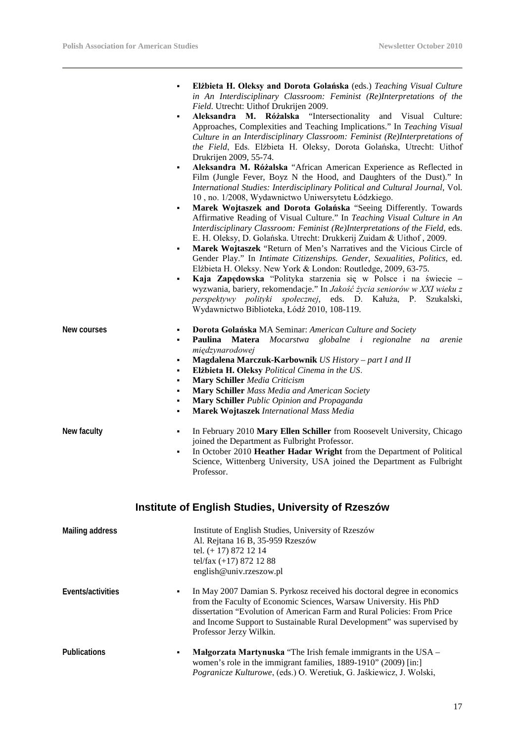- **Elżbieta H. Oleksy and Dorota Golańska** (eds.) *Teaching Visual Culture in An Interdisciplinary Classroom: Feminist (Re)Interpretations of the Field*. Utrecht: Uithof Drukrijen 2009.
- **Aleksandra M. Różalska** "Intersectionality and Visual Culture: Approaches, Complexities and Teaching Implications." In *Teaching Visual Culture in an Interdisciplinary Classroom: Feminist (Re)Interpretations of the Field*, Eds. Elżbieta H. Oleksy, Dorota Golańska, Utrecht: Uithof Drukrijen 2009, 55-74.
- **Aleksandra M. Różalska** "African American Experience as Reflected in Film (Jungle Fever, Boyz N the Hood, and Daughters of the Dust)." In *International Studies: Interdisciplinary Political and Cultural Journal*, Vol. 10 , no. 1/2008, Wydawnictwo Uniwersytetu Łódzkiego.
- **Marek Wojtaszek and Dorota Golańska** "Seeing Differently. Towards Affirmative Reading of Visual Culture." In *Teaching Visual Culture in An Interdisciplinary Classroom: Feminist (Re)Interpretations of the Field*, eds. E. H. Oleksy, D. Golańska. Utrecht: Drukkerij Zuidam & Uithof , 2009.
- **Marek Wojtaszek** "Return of Men's Narratives and the Vicious Circle of Gender Play." In *Intimate Citizenships. Gender, Sexualities, Politics*, ed. Elżbieta H. Oleksy. New York & London: Routledge, 2009, 63-75.
- **Kaja Zapędowska** "Polityka starzenia się w Polsce i na świecie – wyzwania, bariery, rekomendacje." In *Jakość życia seniorów w XXI wieku z perspektywy polityki społecznej*, eds. D. Kałuża, P. Szukalski, Wydawnictwo Biblioteka, Łódź 2010, 108-119.

**New courses**

- **Dorota Golańska** MA Seminar: *American Culture and Society*
- **Paulina Matera** *Mocarstwa globalne i regionalne na arenie międzynarodowej*
- **Magdalena Marczuk-Karbownik** *US History – part I and II*
- **Elżbieta H. Oleksy** *Political Cinema in the US*.
- **Mary Schiller** *Media Criticism*
- **Mary Schiller** *Mass Media and American Society*
- **Mary Schiller** *Public Opinion and Propaganda*
- **Marek Wojtaszek** *International Mass Media*

**New faculty**

- In February 2010 **Mary Ellen Schiller** from Roosevelt University, Chicago joined the Department as Fulbright Professor.
- In October 2010 **Heather Hadar Wright** from the Department of Political Science, Wittenberg University, USA joined the Department as Fulbright Professor.

## Institute of English Studies, University of Rzeszów

**Mailing address**

Institute of English Studies, University of Rzeszów
Al. Rejtana 16 B, 35-959 Rzeszów
tel. (+ 17) 872 12 14
tel/fax (+17) 872 12 88
english@univ.rzeszow.pl

**Events/activities**

- In May 2007 Damian S. Pyrkosz received his doctoral degree in economics from the Faculty of Economic Sciences, Warsaw University. His PhD dissertation "Evolution of American Farm and Rural Policies: From Price and Income Support to Sustainable Rural Development" was supervised by Professor Jerzy Wilkin.

**Publications**

- **Małgorzata Martynuska** "The Irish female immigrants in the USA – women's role in the immigrant families, 1889-1910" (2009) [in:] *Pogranicze Kulturowe*, (eds.) O. Weretiuk, G. Jaśkiewicz, J. Wolski,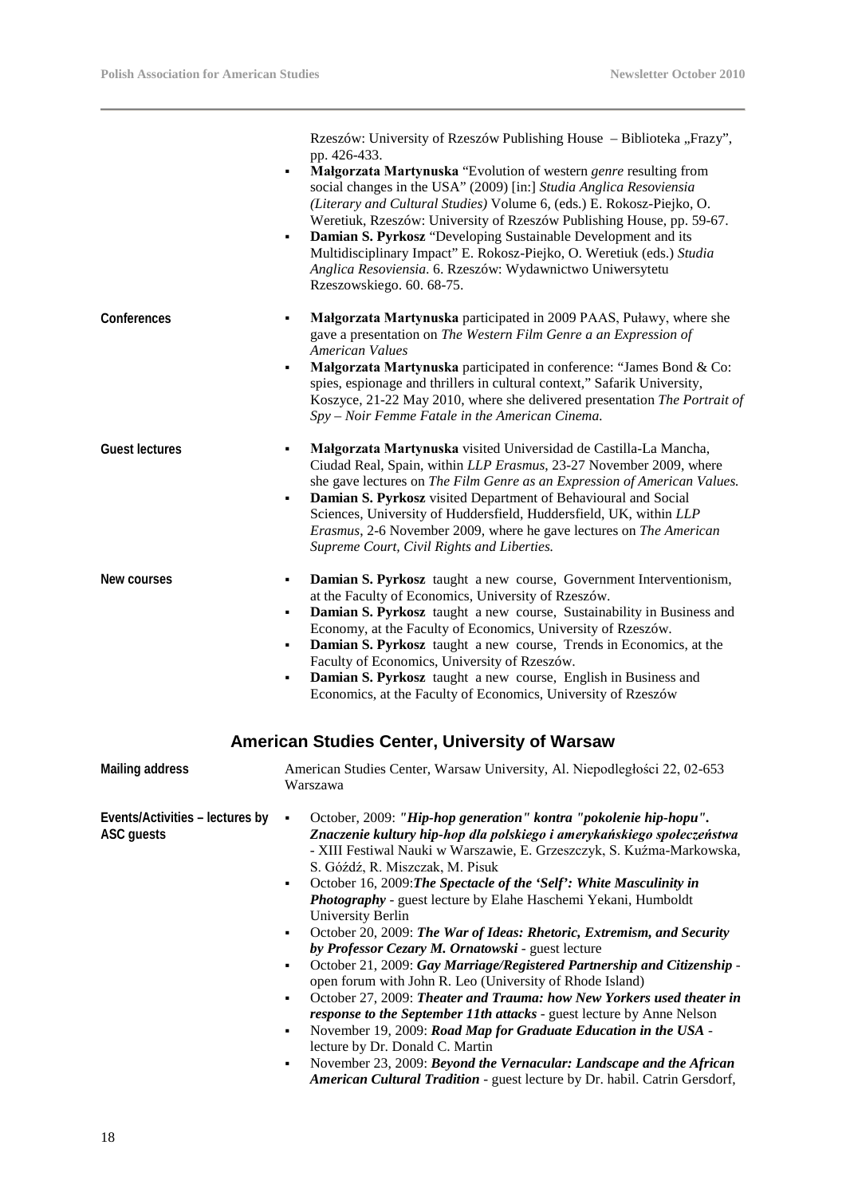Rzeszów: University of Rzeszów Publishing House – Biblioteka „Frazy", pp. 426-433.

- **Małgorzata Martynuska** "Evolution of western *genre* resulting from social changes in the USA" (2009) [in:] *Studia Anglica Resoviensia (Literary and Cultural Studies)* Volume 6, (eds.) E. Rokosz-Piejko, O. Weretiuk, Rzeszów: University of Rzeszów Publishing House, pp. 59-67.
- **Damian S. Pyrkosz** "Developing Sustainable Development and its Multidisciplinary Impact" E. Rokosz-Piejko, O. Weretiuk (eds.) *Studia Anglica Resoviensia*. 6. Rzeszów: Wydawnictwo Uniwersytetu Rzeszowskiego. 60. 68-75.

**Conferences**

- **Małgorzata Martynuska** participated in 2009 PAAS, Puławy, where she gave a presentation on *The Western Film Genre a an Expression of American Values*
- **Małgorzata Martynuska** participated in conference: "James Bond & Co: spies, espionage and thrillers in cultural context," Safarik University, Koszyce, 21-22 May 2010, where she delivered presentation *The Portrait of Spy – Noir Femme Fatale in the American Cinema.*

**Guest lectures**

- **Małgorzata Martynuska** visited Universidad de Castilla-La Mancha, Ciudad Real, Spain, within *LLP Erasmus*, 23-27 November 2009, where she gave lectures on *The Film Genre as an Expression of American Values.*
- **Damian S. Pyrkosz** visited Department of Behavioural and Social Sciences, University of Huddersfield, Huddersfield, UK, within *LLP Erasmus*, 2-6 November 2009, where he gave lectures on *The American Supreme Court, Civil Rights and Liberties.*

**New courses**

- **Damian S. Pyrkosz** taught a new course, Government Interventionism, at the Faculty of Economics, University of Rzeszów.
- **Damian S. Pyrkosz** taught a new course, Sustainability in Business and Economy, at the Faculty of Economics, University of Rzeszów.
- **Damian S. Pyrkosz** taught a new course, Trends in Economics, at the Faculty of Economics, University of Rzeszów.
- **Damian S. Pyrkosz** taught a new course, English in Business and Economics, at the Faculty of Economics, University of Rzeszów

## American Studies Center, University of Warsaw

**Mailing address**

American Studies Center, Warsaw University, Al. Niepodległości 22, 02-653 Warszawa

**Events/Activities – lectures by ASC guests**

- October, 2009: ***"Hip-hop generation" kontra "pokolenie hip-hopu". Znaczenie kultury hip-hop dla polskiego i amerykańskiego społeczeństwa*** - XIII Festiwal Nauki w Warszawie, E. Grzeszczyk, S. Kuźma-Markowska, S. Góźdź, R. Miszczak, M. Pisuk
- October 16, 2009: ***The Spectacle of the 'Self': White Masculinity in Photography*** - guest lecture by Elahe Haschemi Yekani, Humboldt University Berlin
- October 20, 2009: ***The War of Ideas: Rhetoric, Extremism, and Security by Professor Cezary M. Ornatowski*** - guest lecture
- October 21, 2009: ***Gay Marriage/Registered Partnership and Citizenship*** - open forum with John R. Leo (University of Rhode Island)
- October 27, 2009: ***Theater and Trauma: how New Yorkers used theater in response to the September 11th attacks*** - guest lecture by Anne Nelson
- November 19, 2009: ***Road Map for Graduate Education in the USA*** - lecture by Dr. Donald C. Martin
- November 23, 2009: ***Beyond the Vernacular: Landscape and the African American Cultural Tradition*** - guest lecture by Dr. habil. Catrin Gersdorf,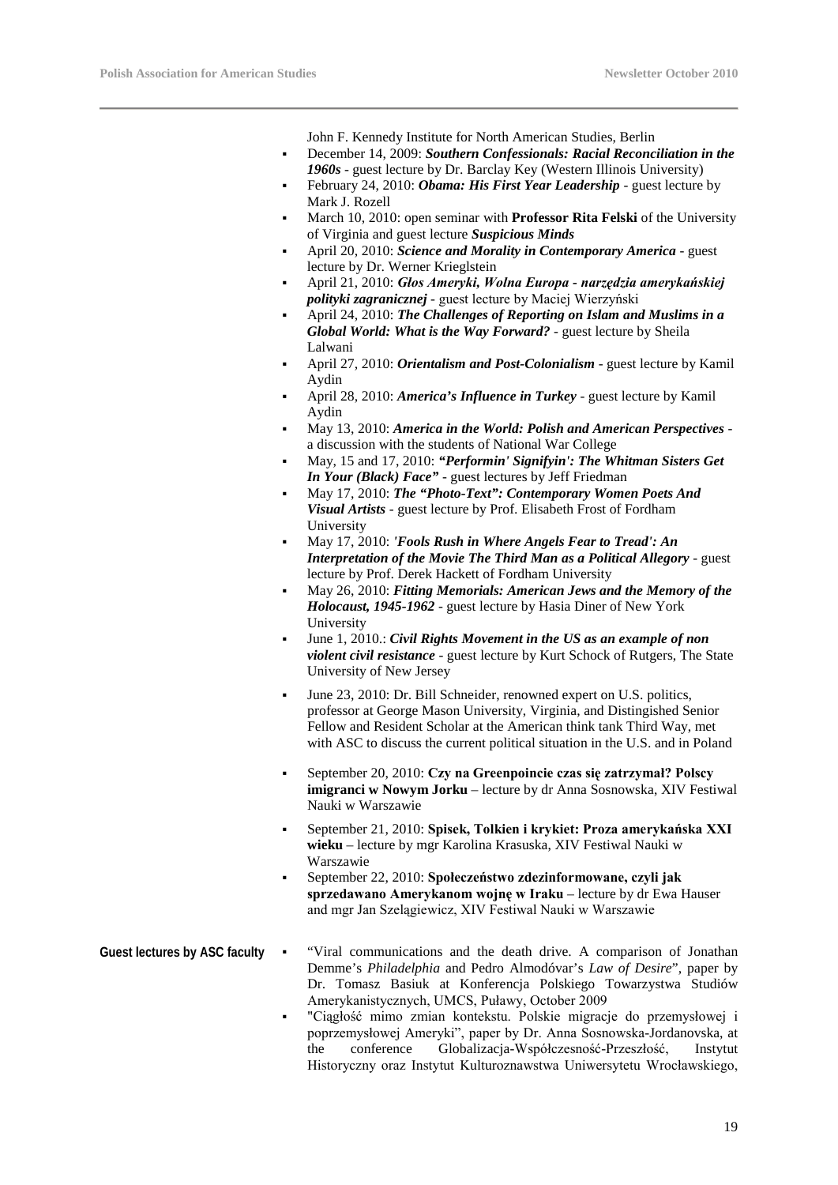John F. Kennedy Institute for North American Studies, Berlin

- December 14, 2009: ***Southern Confessionals: Racial Reconciliation in the 1960s*** - guest lecture by Dr. Barclay Key (Western Illinois University)
- February 24, 2010: ***Obama: His First Year Leadership*** - guest lecture by Mark J. Rozell
- March 10, 2010: open seminar with **Professor Rita Felski** of the University of Virginia and guest lecture ***Suspicious Minds***
- April 20, 2010: ***Science and Morality in Contemporary America*** - guest lecture by Dr. Werner Krieglstein
- April 21, 2010: ***Głos Ameryki, Wolna Europa - narzędzia amerykańskiej polityki zagranicznej*** - guest lecture by Maciej Wierzyński
- April 24, 2010: ***The Challenges of Reporting on Islam and Muslims in a Global World: What is the Way Forward?*** - guest lecture by Sheila Lalwani
- April 27, 2010: ***Orientalism and Post-Colonialism*** - guest lecture by Kamil Aydin
- April 28, 2010: ***America's Influence in Turkey*** - guest lecture by Kamil Aydin
- May 13, 2010: ***America in the World: Polish and American Perspectives*** - a discussion with the students of National War College
- May, 15 and 17, 2010: ***"Performin' Signifyin': The Whitman Sisters Get In Your (Black) Face"*** - guest lectures by Jeff Friedman
- May 17, 2010: ***The "Photo-Text": Contemporary Women Poets And Visual Artists*** - guest lecture by Prof. Elisabeth Frost of Fordham University
- May 17, 2010: ***'Fools Rush in Where Angels Fear to Tread': An Interpretation of the Movie The Third Man as a Political Allegory*** - guest lecture by Prof. Derek Hackett of Fordham University
- May 26, 2010: ***Fitting Memorials: American Jews and the Memory of the Holocaust, 1945-1962*** - guest lecture by Hasia Diner of New York University
- June 1, 2010.: ***Civil Rights Movement in the US as an example of non violent civil resistance*** - guest lecture by Kurt Schock of Rutgers, The State University of New Jersey
- June 23, 2010: Dr. Bill Schneider, renowned expert on U.S. politics, professor at George Mason University, Virginia, and Distingished Senior Fellow and Resident Scholar at the American think tank Third Way, met with ASC to discuss the current political situation in the U.S. and in Poland
- September 20, 2010: **Czy na Greenpoincie czas się zatrzymał? Polscy imigranci w Nowym Jorku** – lecture by dr Anna Sosnowska, XIV Festiwal Nauki w Warszawie
- September 21, 2010: **Spisek, Tolkien i krykiet: Proza amerykańska XXI wieku** – lecture by mgr Karolina Krasuska, XIV Festiwal Nauki w Warszawie
- September 22, 2010: **Społeczeństwo zdezinformowane, czyli jak sprzedawano Amerykanom wojnę w Iraku** – lecture by dr Ewa Hauser and mgr Jan Szelągiewicz, XIV Festiwal Nauki w Warszawie

**Guest lectures by ASC faculty**

- "Viral communications and the death drive. A comparison of Jonathan Demme's *Philadelphia* and Pedro Almodóvar's *Law of Desire*", paper by Dr. Tomasz Basiuk at Konferencja Polskiego Towarzystwa Studiów Amerykanistycznych, UMCS, Puławy, October 2009
- "Ciągłość mimo zmian kontekstu. Polskie migracje do przemysłowej i poprzemysłowej Ameryki", paper by Dr. Anna Sosnowska-Jordanovska, at the conference Globalizacja-Współczesność-Przeszłość, Instytut Historyczny oraz Instytut Kulturoznawstwa Uniwersytetu Wrocławskiego,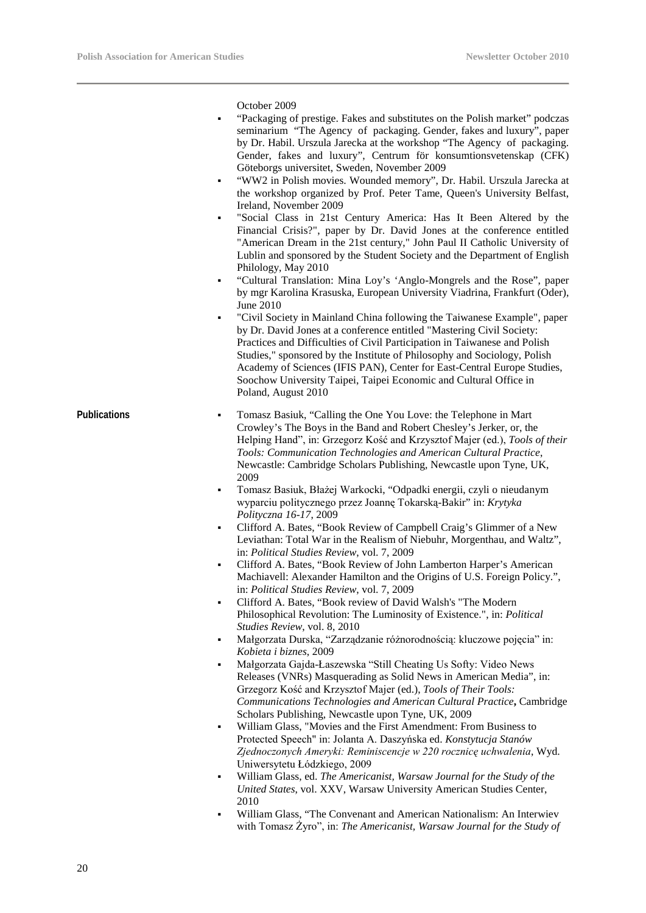October 2009

- "Packaging of prestige. Fakes and substitutes on the Polish market" podczas seminarium "The Agency of packaging. Gender, fakes and luxury", paper by Dr. Habil. Urszula Jarecka at the workshop "The Agency of packaging. Gender, fakes and luxury", Centrum för konsumtionsvetenskap (CFK) Göteborgs universitet, Sweden, November 2009
- "WW2 in Polish movies. Wounded memory", Dr. Habil. Urszula Jarecka at the workshop organized by Prof. Peter Tame, Queen's University Belfast, Ireland, November 2009
- "Social Class in 21st Century America: Has It Been Altered by the Financial Crisis?", paper by Dr. David Jones at the conference entitled "American Dream in the 21st century," John Paul II Catholic University of Lublin and sponsored by the Student Society and the Department of English Philology, May 2010
- "Cultural Translation: Mina Loy's 'Anglo-Mongrels and the Rose", paper by mgr Karolina Krasuska, European University Viadrina, Frankfurt (Oder), June 2010
- "Civil Society in Mainland China following the Taiwanese Example", paper by Dr. David Jones at a conference entitled "Mastering Civil Society: Practices and Difficulties of Civil Participation in Taiwanese and Polish Studies," sponsored by the Institute of Philosophy and Sociology, Polish Academy of Sciences (IFIS PAN), Center for East-Central Europe Studies, Soochow University Taipei, Taipei Economic and Cultural Office in Poland, August 2010

**Publications**

- Tomasz Basiuk, "Calling the One You Love: the Telephone in Mart Crowley's The Boys in the Band and Robert Chesley's Jerker, or, the Helping Hand", in: Grzegorz Kość and Krzysztof Majer (ed.), *Tools of their Tools: Communication Technologies and American Cultural Practice*, Newcastle: Cambridge Scholars Publishing, Newcastle upon Tyne, UK, 2009
- Tomasz Basiuk, Błażej Warkocki, "Odpadki energii, czyli o nieudanym wyparciu politycznego przez Joannę Tokarską-Bakir" in: *Krytyka Polityczna 16-17*, 2009
- Clifford A. Bates, "Book Review of Campbell Craig's Glimmer of a New Leviathan: Total War in the Realism of Niebuhr, Morgenthau, and Waltz", in: *Political Studies Review*, vol. 7, 2009
- Clifford A. Bates, "Book Review of John Lamberton Harper's American Machiavell: Alexander Hamilton and the Origins of U.S. Foreign Policy.", in: *Political Studies Review*, vol. 7, 2009
- Clifford A. Bates, "Book review of David Walsh's "The Modern Philosophical Revolution: The Luminosity of Existence.", in: *Political Studies Review*, vol. 8, 2010
- Małgorzata Durska, "Zarządzanie różnorodnością: kluczowe pojęcia" in: *Kobieta i biznes*, 2009
- Małgorzata Gajda-Łaszewska "Still Cheating Us Softy: Video News Releases (VNRs) Masquerading as Solid News in American Media", in: Grzegorz Kość and Krzysztof Majer (ed.), *Tools of Their Tools: Communications Technologies and American Cultural Practice***,** Cambridge Scholars Publishing, Newcastle upon Tyne, UK, 2009
- William Glass, "Movies and the First Amendment: From Business to Protected Speech" in: Jolanta A. Daszyńska ed. *Konstytucja Stanów Zjednoczonych Ameryki: Reminiscencje w 220 rocznicę uchwalenia*, Wyd. Uniwersytetu Łódzkiego, 2009
- William Glass, ed. *The Americanist, Warsaw Journal for the Study of the United States*, vol. XXV, Warsaw University American Studies Center, 2010
- William Glass, "The Convenant and American Nationalism: An Interwiev with Tomasz Żyro", in: *The Americanist, Warsaw Journal for the Study of*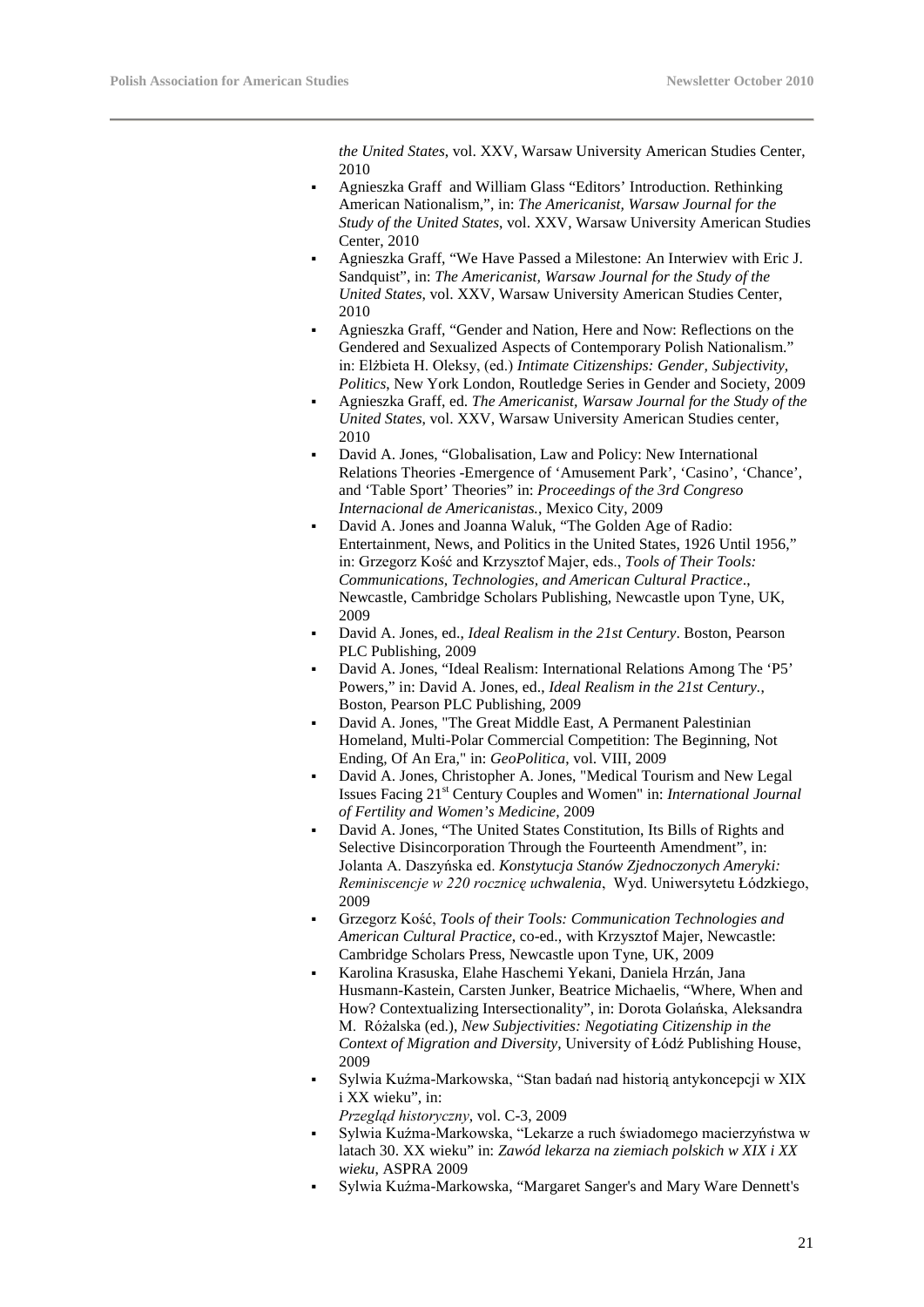*the United States*, vol. XXV, Warsaw University American Studies Center, 2010

- Agnieszka Graff and William Glass "Editors' Introduction. Rethinking American Nationalism,", in: *The Americanist, Warsaw Journal for the Study of the United States*, vol. XXV, Warsaw University American Studies Center, 2010
- Agnieszka Graff, "We Have Passed a Milestone: An Interwiev with Eric J. Sandquist", in: *The Americanist, Warsaw Journal for the Study of the United States*, vol. XXV, Warsaw University American Studies Center, 2010
- Agnieszka Graff, "Gender and Nation, Here and Now: Reflections on the Gendered and Sexualized Aspects of Contemporary Polish Nationalism." in: Elżbieta H. Oleksy, (ed.) *Intimate Citizenships: Gender, Subjectivity, Politics*, New York London, Routledge Series in Gender and Society, 2009
- Agnieszka Graff, ed. *The Americanist, Warsaw Journal for the Study of the United States*, vol. XXV, Warsaw University American Studies center, 2010
- David A. Jones, "Globalisation, Law and Policy: New International Relations Theories -Emergence of 'Amusement Park', 'Casino', 'Chance', and 'Table Sport' Theories" in: *Proceedings of the 3rd Congreso Internacional de Americanistas.*, Mexico City, 2009
- David A. Jones and Joanna Waluk, "The Golden Age of Radio: Entertainment, News, and Politics in the United States, 1926 Until 1956," in: Grzegorz Kość and Krzysztof Majer, eds., *Tools of Their Tools: Communications, Technologies, and American Cultural Practice*., Newcastle, Cambridge Scholars Publishing, Newcastle upon Tyne, UK, 2009
- David A. Jones, ed., *Ideal Realism in the 21st Century*. Boston, Pearson PLC Publishing, 2009
- David A. Jones, "Ideal Realism: International Relations Among The 'P5' Powers," in: David A. Jones, ed., *Ideal Realism in the 21st Century.*, Boston, Pearson PLC Publishing, 2009
- David A. Jones, "The Great Middle East, A Permanent Palestinian Homeland, Multi-Polar Commercial Competition: The Beginning, Not Ending, Of An Era," in: *GeoPolitica*, vol. VIII, 2009
- David A. Jones, Christopher A. Jones, "Medical Tourism and New Legal Issues Facing 21st Century Couples and Women" in: *International Journal of Fertility and Women's Medicine*, 2009
- David A. Jones, "The United States Constitution, Its Bills of Rights and Selective Disincorporation Through the Fourteenth Amendment", in: Jolanta A. Daszyńska ed. *Konstytucja Stanów Zjednoczonych Ameryki: Reminiscencje w 220 rocznicę uchwalenia*, Wyd. Uniwersytetu Łódzkiego, 2009
- Grzegorz Kość, *Tools of their Tools: Communication Technologies and American Cultural Practice*, co-ed., with Krzysztof Majer, Newcastle: Cambridge Scholars Press, Newcastle upon Tyne, UK, 2009
- Karolina Krasuska, Elahe Haschemi Yekani, Daniela Hrzán, Jana Husmann-Kastein, Carsten Junker, Beatrice Michaelis, "Where, When and How? Contextualizing Intersectionality", in: Dorota Golańska, Aleksandra M. Różalska (ed.), *New Subjectivities: Negotiating Citizenship in the Context of Migration and Diversity*, University of Łódź Publishing House, 2009
- Sylwia Kuźma-Markowska, "Stan badań nad historią antykoncepcji w XIX i XX wieku", in:
  *Przegląd historyczny*, vol. C-3, 2009
- Sylwia Kuźma-Markowska, "Lekarze a ruch świadomego macierzyństwa w latach 30. XX wieku" in: *Zawód lekarza na ziemiach polskich w XIX i XX wieku*, ASPRA 2009
- Sylwia Kuźma-Markowska, "Margaret Sanger's and Mary Ware Dennett's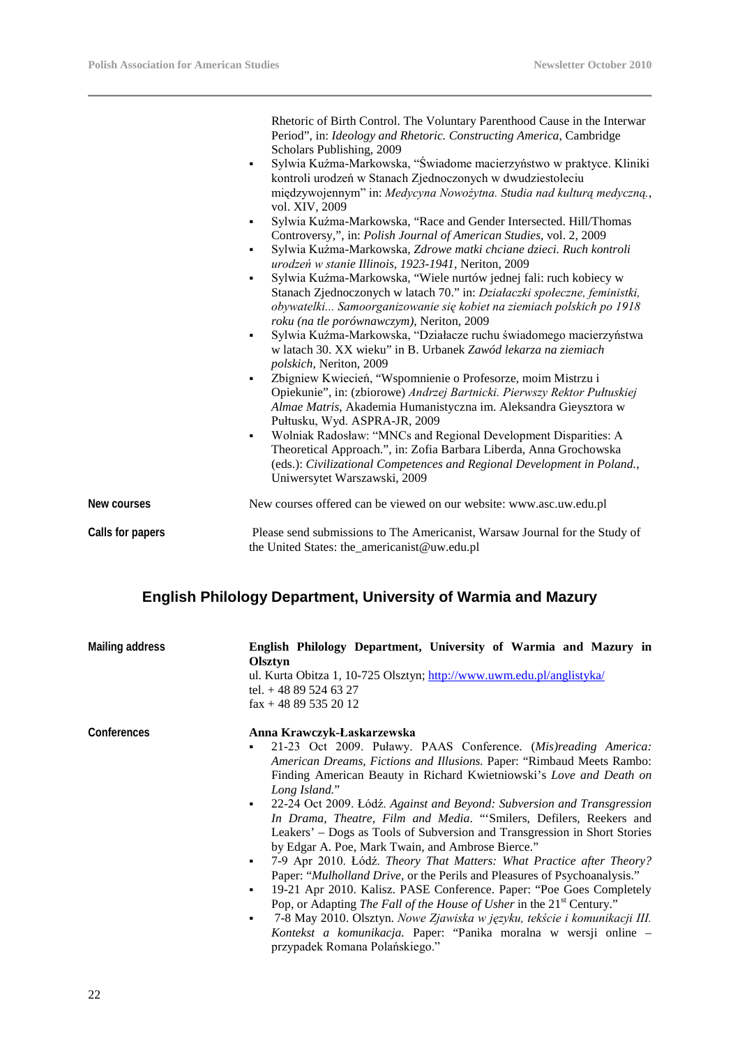Rhetoric of Birth Control. The Voluntary Parenthood Cause in the Interwar Period", in: *Ideology and Rhetoric. Constructing America*, Cambridge Scholars Publishing, 2009

- Sylwia Kuźma-Markowska, "Świadome macierzyństwo w praktyce. Kliniki kontroli urodzeń w Stanach Zjednoczonych w dwudziestoleciu międzywojennym" in: *Medycyna Nowożytna. Studia nad kulturą medyczną.*, vol. XIV, 2009
- Sylwia Kuźma-Markowska, "Race and Gender Intersected. Hill/Thomas Controversy,", in: *Polish Journal of American Studies*, vol. 2, 2009
- Sylwia Kuźma-Markowska, *Zdrowe matki chciane dzieci. Ruch kontroli urodzeń w stanie Illinois, 1923-1941*, Neriton, 2009
- Sylwia Kuźma-Markowska, "Wiele nurtów jednej fali: ruch kobiecy w Stanach Zjednoczonych w latach 70." in: *Działaczki społeczne, feministki, obywatelki... Samoorganizowanie się kobiet na ziemiach polskich po 1918 roku (na tle porównawczym)*, Neriton, 2009
- Sylwia Kuźma-Markowska, "Działacze ruchu świadomego macierzyństwa w latach 30. XX wieku" in B. Urbanek *Zawód lekarza na ziemiach polskich*, Neriton, 2009
- Zbigniew Kwiecień, "Wspomnienie o Profesorze, moim Mistrzu i Opiekunie", in: (zbiorowe) *Andrzej Bartnicki. Pierwszy Rektor Pułtuskiej Almae Matris*, Akademia Humanistyczna im. Aleksandra Gieysztora w Pułtusku, Wyd. ASPRA-JR, 2009
- Wolniak Radosław: "MNCs and Regional Development Disparities: A Theoretical Approach.", in: Zofia Barbara Liberda, Anna Grochowska (eds.): *Civilizational Competences and Regional Development in Poland.*, Uniwersytet Warszawski, 2009

**New courses**

New courses offered can be viewed on our website: www.asc.uw.edu.pl

**Calls for papers**

Please send submissions to The Americanist, Warsaw Journal for the Study of the United States: the_americanist@uw.edu.pl

## English Philology Department, University of Warmia and Mazury

**Mailing address**

**English Philology Department, University of Warmia and Mazury in Olsztyn**
ul. Kurta Obitza 1, 10-725 Olsztyn; http://www.uwm.edu.pl/anglistyka/
tel. + 48 89 524 63 27
fax + 48 89 535 20 12

**Conferences**

**Anna Krawczyk-Łaskarzewska**

- 21-23 Oct 2009. Puławy. PAAS Conference. *(Mis)reading America: American Dreams, Fictions and Illusions.* Paper: "Rimbaud Meets Rambo: Finding American Beauty in Richard Kwietniowski's *Love and Death on Long Island.*"
- 22-24 Oct 2009. Łódź. *Against and Beyond: Subversion and Transgression In Drama, Theatre, Film and Media*. "'Smilers, Defilers, Reekers and Leakers' – Dogs as Tools of Subversion and Transgression in Short Stories by Edgar A. Poe, Mark Twain, and Ambrose Bierce."
- 7-9 Apr 2010. Łódź. *Theory That Matters: What Practice after Theory?* Paper: "*Mulholland Drive*, or the Perils and Pleasures of Psychoanalysis."
- 19-21 Apr 2010. Kalisz. PASE Conference. Paper: "Poe Goes Completely Pop, or Adapting *The Fall of the House of Usher* in the 21st Century."
- 7-8 May 2010. Olsztyn. *Nowe Zjawiska w języku, tekście i komunikacji III. Kontekst a komunikacja.* Paper: "Panika moralna w wersji online – przypadek Romana Polańskiego."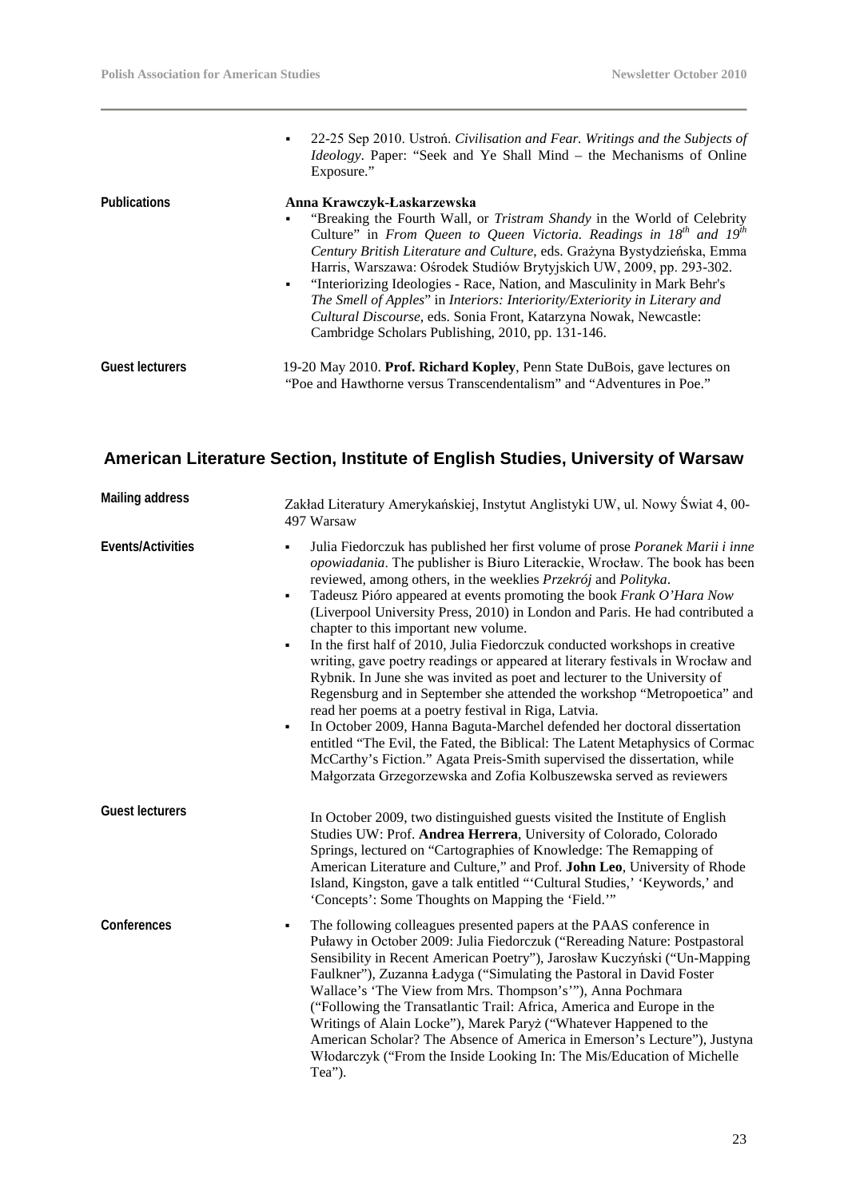- 22-25 Sep 2010. Ustroń. *Civilisation and Fear. Writings and the Subjects of Ideology*. Paper: "Seek and Ye Shall Mind – the Mechanisms of Online Exposure."

**Publications**

**Anna Krawczyk-Łaskarzewska**

- "Breaking the Fourth Wall, or *Tristram Shandy* in the World of Celebrity Culture" in *From Queen to Queen Victoria. Readings in 18th and 19th Century British Literature and Culture*, eds. Grażyna Bystydzieńska, Emma Harris, Warszawa: Ośrodek Studiów Brytyjskich UW, 2009, pp. 293-302.
- "Interiorizing Ideologies - Race, Nation, and Masculinity in Mark Behr's *The Smell of Apples*" in *Interiors: Interiority/Exteriority in Literary and Cultural Discourse*, eds. Sonia Front, Katarzyna Nowak, Newcastle: Cambridge Scholars Publishing, 2010, pp. 131-146.

**Guest lecturers**

19-20 May 2010. **Prof. Richard Kopley**, Penn State DuBois, gave lectures on "Poe and Hawthorne versus Transcendentalism" and "Adventures in Poe."

## American Literature Section, Institute of English Studies, University of Warsaw

**Mailing address**

Zakład Literatury Amerykańskiej, Instytut Anglistyki UW, ul. Nowy Świat 4, 00-497 Warsaw

**Events/Activities**

- Julia Fiedorczuk has published her first volume of prose *Poranek Marii i inne opowiadania*. The publisher is Biuro Literackie, Wrocław. The book has been reviewed, among others, in the weeklies *Przekrój* and *Polityka*.
- Tadeusz Pióro appeared at events promoting the book *Frank O'Hara Now* (Liverpool University Press, 2010) in London and Paris. He had contributed a chapter to this important new volume.
- In the first half of 2010, Julia Fiedorczuk conducted workshops in creative writing, gave poetry readings or appeared at literary festivals in Wrocław and Rybnik. In June she was invited as poet and lecturer to the University of Regensburg and in September she attended the workshop "Metropoetica" and read her poems at a poetry festival in Riga, Latvia.
- In October 2009, Hanna Baguta-Marchel defended her doctoral dissertation entitled "The Evil, the Fated, the Biblical: The Latent Metaphysics of Cormac McCarthy's Fiction." Agata Preis-Smith supervised the dissertation, while Małgorzata Grzegorzewska and Zofia Kolbuszewska served as reviewers

**Guest lecturers**

In October 2009, two distinguished guests visited the Institute of English Studies UW: Prof. **Andrea Herrera**, University of Colorado, Colorado Springs, lectured on "Cartographies of Knowledge: The Remapping of American Literature and Culture," and Prof. **John Leo**, University of Rhode Island, Kingston, gave a talk entitled "'Cultural Studies,' 'Keywords,' and 'Concepts': Some Thoughts on Mapping the 'Field.'"

**Conferences**

- The following colleagues presented papers at the PAAS conference in Puławy in October 2009: Julia Fiedorczuk ("Rereading Nature: Postpastoral Sensibility in Recent American Poetry"), Jarosław Kuczyński ("Un-Mapping Faulkner"), Zuzanna Ładyga ("Simulating the Pastoral in David Foster Wallace's 'The View from Mrs. Thompson's'"), Anna Pochmara ("Following the Transatlantic Trail: Africa, America and Europe in the Writings of Alain Locke"), Marek Paryż ("Whatever Happened to the American Scholar? The Absence of America in Emerson's Lecture"), Justyna Włodarczyk ("From the Inside Looking In: The Mis/Education of Michelle Tea").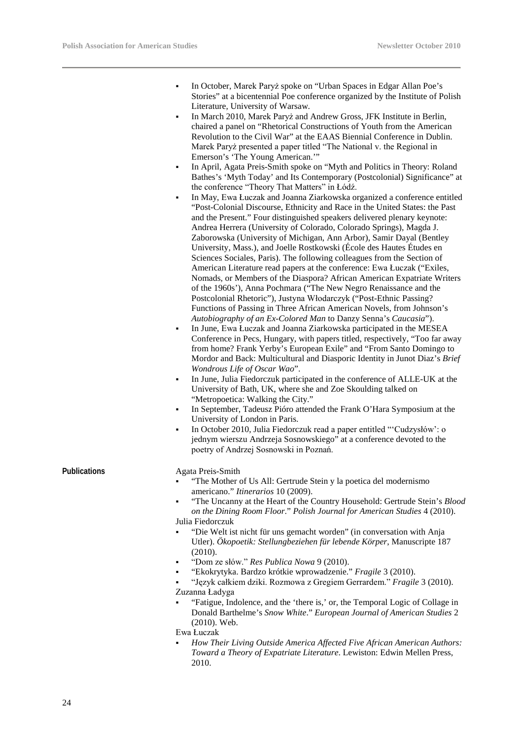- In October, Marek Paryż spoke on "Urban Spaces in Edgar Allan Poe's Stories" at a bicentennial Poe conference organized by the Institute of Polish Literature, University of Warsaw.
- In March 2010, Marek Paryż and Andrew Gross, JFK Institute in Berlin, chaired a panel on "Rhetorical Constructions of Youth from the American Revolution to the Civil War" at the EAAS Biennial Conference in Dublin. Marek Paryż presented a paper titled "The National v. the Regional in Emerson's 'The Young American.'"
- In April, Agata Preis-Smith spoke on "Myth and Politics in Theory: Roland Bathes's 'Myth Today' and Its Contemporary (Postcolonial) Significance" at the conference "Theory That Matters" in Łódź.
- In May, Ewa Łuczak and Joanna Ziarkowska organized a conference entitled "Post-Colonial Discourse, Ethnicity and Race in the United States: the Past and the Present." Four distinguished speakers delivered plenary keynote: Andrea Herrera (University of Colorado, Colorado Springs), Magda J. Zaborowska (University of Michigan, Ann Arbor), Samir Dayal (Bentley University, Mass.), and Joelle Rostkowski (École des Hautes Études en Sciences Sociales, Paris). The following colleagues from the Section of American Literature read papers at the conference: Ewa Łuczak ("Exiles, Nomads, or Members of the Diaspora? African American Expatriate Writers of the 1960s'), Anna Pochmara ("The New Negro Renaissance and the Postcolonial Rhetoric"), Justyna Włodarczyk ("Post-Ethnic Passing? Functions of Passing in Three African American Novels, from Johnson's *Autobiography of an Ex-Colored Man* to Danzy Senna's *Caucasia*").
- In June, Ewa Łuczak and Joanna Ziarkowska participated in the MESEA Conference in Pecs, Hungary, with papers titled, respectively, "Too far away from home? Frank Yerby's European Exile" and "From Santo Domingo to Mordor and Back: Multicultural and Diasporic Identity in Junot Diaz's *Brief Wondrous Life of Oscar Wao*".
- In June, Julia Fiedorczuk participated in the conference of ALLE-UK at the University of Bath, UK, where she and Zoe Skoulding talked on "Metropoetica: Walking the City."
- In September, Tadeusz Pióro attended the Frank O'Hara Symposium at the University of London in Paris.
- In October 2010, Julia Fiedorczuk read a paper entitled "'Cudzysłów': o jednym wierszu Andrzeja Sosnowskiego" at a conference devoted to the poetry of Andrzej Sosnowski in Poznań.

**Publications**

Agata Preis-Smith

- "The Mother of Us All: Gertrude Stein y la poetica del modernismo americano." *Itinerarios* 10 (2009).
- "The Uncanny at the Heart of the Country Household: Gertrude Stein's *Blood on the Dining Room Floor*." *Polish Journal for American Studies* 4 (2010).

Julia Fiedorczuk

- "Die Welt ist nicht für uns gemacht worden" (in conversation with Anja Utler). *Ökopoetik: Stellungbeziehen für lebende Körper*, Manuscripte 187 (2010).
- "Dom ze słów." *Res Publica Nowa* 9 (2010).
- "Ekokrytyka. Bardzo krótkie wprowadzenie." *Fragile* 3 (2010).
- "Język całkiem dziki. Rozmowa z Gregiem Gerrardem." *Fragile* 3 (2010).

Zuzanna Ładyga

- "Fatigue, Indolence, and the 'there is,' or, the Temporal Logic of Collage in Donald Barthelme's *Snow White*." *European Journal of American Studies* 2 (2010). Web.

Ewa Łuczak

- *How Their Living Outside America Affected Five African American Authors: Toward a Theory of Expatriate Literature*. Lewiston: Edwin Mellen Press, 2010.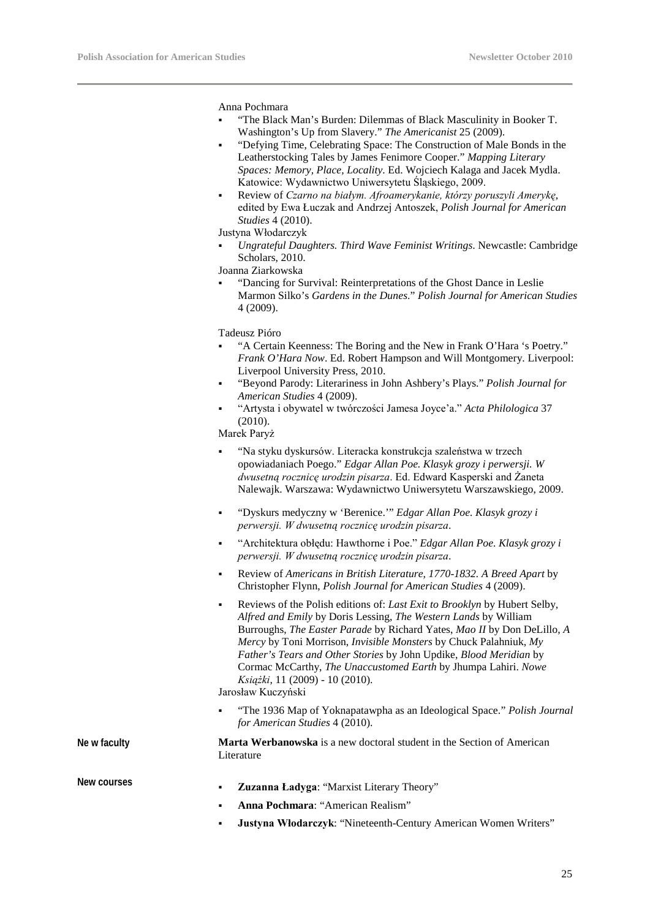Anna Pochmara

- "The Black Man's Burden: Dilemmas of Black Masculinity in Booker T. Washington's Up from Slavery." *The Americanist* 25 (2009).
- "Defying Time, Celebrating Space: The Construction of Male Bonds in the Leatherstocking Tales by James Fenimore Cooper." *Mapping Literary Spaces: Memory, Place, Locality*. Ed. Wojciech Kalaga and Jacek Mydla. Katowice: Wydawnictwo Uniwersytetu Śląskiego, 2009.
- Review of *Czarno na białym. Afroamerykanie, którzy poruszyli Amerykę*, edited by Ewa Łuczak and Andrzej Antoszek, *Polish Journal for American Studies* 4 (2010).

Justyna Włodarczyk

- *Ungrateful Daughters. Third Wave Feminist Writings*. Newcastle: Cambridge Scholars, 2010.

Joanna Ziarkowska

- "Dancing for Survival: Reinterpretations of the Ghost Dance in Leslie Marmon Silko's *Gardens in the Dunes*." *Polish Journal for American Studies* 4 (2009).

Tadeusz Pióro

- "A Certain Keenness: The Boring and the New in Frank O'Hara 's Poetry." *Frank O'Hara Now*. Ed. Robert Hampson and Will Montgomery. Liverpool: Liverpool University Press, 2010.
- "Beyond Parody: Literariness in John Ashbery's Plays." *Polish Journal for American Studies* 4 (2009).
- "Artysta i obywatel w twórczości Jamesa Joyce'a." *Acta Philologica* 37 (2010).

Marek Paryż

- "Na styku dyskursów. Literacka konstrukcja szaleństwa w trzech opowiadaniach Poego." *Edgar Allan Poe. Klasyk grozy i perwersji. W dwusetną rocznicę urodzin pisarza*. Ed. Edward Kasperski and Żaneta Nalewajk. Warszawa: Wydawnictwo Uniwersytetu Warszawskiego, 2009.
- "Dyskurs medyczny w 'Berenice.'" *Edgar Allan Poe. Klasyk grozy i perwersji. W dwusetną rocznicę urodzin pisarza*.
- "Architektura obłędu: Hawthorne i Poe." *Edgar Allan Poe. Klasyk grozy i perwersji. W dwusetną rocznicę urodzin pisarza*.
- Review of *Americans in British Literature, 1770-1832. A Breed Apart* by Christopher Flynn, *Polish Journal for American Studies* 4 (2009).
- Reviews of the Polish editions of: *Last Exit to Brooklyn* by Hubert Selby, *Alfred and Emily* by Doris Lessing, *The Western Lands* by William Burroughs, *The Easter Parade* by Richard Yates, *Mao II* by Don DeLillo, *A Mercy* by Toni Morrison, *Invisible Monsters* by Chuck Palahniuk, *My Father's Tears and Other Stories* by John Updike, *Blood Meridian* by Cormac McCarthy, *The Unaccustomed Earth* by Jhumpa Lahiri. *Nowe Książki*, 11 (2009) - 10 (2010).

Jarosław Kuczyński

- "The 1936 Map of Yoknapatawpha as an Ideological Space." *Polish Journal for American Studies* 4 (2010).

**New faculty**

**Marta Werbanowska** is a new doctoral student in the Section of American Literature

**New courses**

- **Zuzanna Ładyga**: "Marxist Literary Theory"
- **Anna Pochmara**: "American Realism"
- **Justyna Włodarczyk**: "Nineteenth-Century American Women Writers"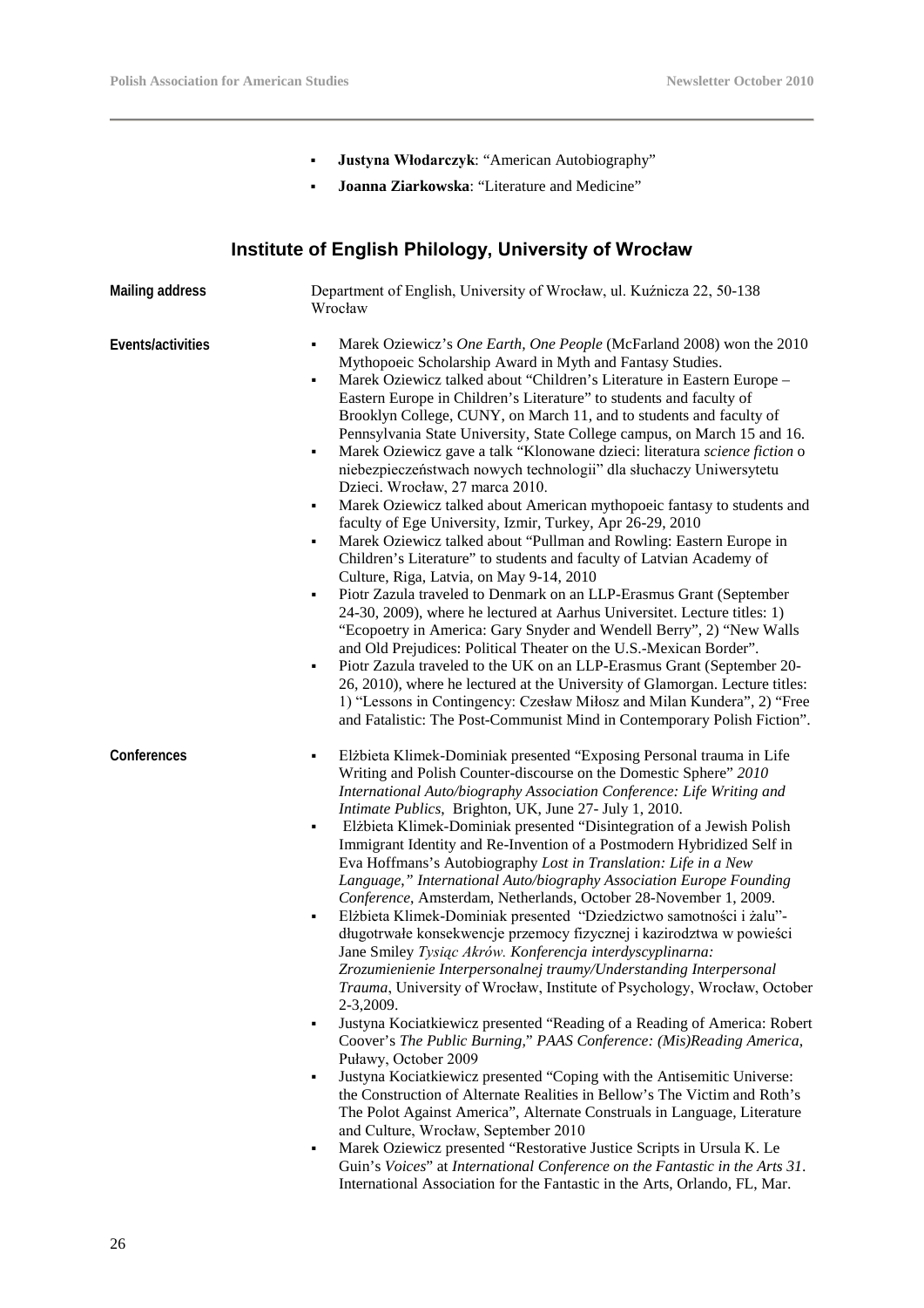- **Justyna Włodarczyk**: "American Autobiography"
- **Joanna Ziarkowska**: "Literature and Medicine"

## Institute of English Philology, University of Wrocław

**Mailing address**

Department of English, University of Wrocław, ul. Kuźnicza 22, 50-138 Wrocław

**Events/activities**

- Marek Oziewicz's *One Earth, One People* (McFarland 2008) won the 2010 Mythopoeic Scholarship Award in Myth and Fantasy Studies.
- Marek Oziewicz talked about "Children's Literature in Eastern Europe – Eastern Europe in Children's Literature" to students and faculty of Brooklyn College, CUNY, on March 11, and to students and faculty of Pennsylvania State University, State College campus, on March 15 and 16.
- Marek Oziewicz gave a talk "Klonowane dzieci: literatura *science fiction* o niebezpieczeństwach nowych technologii" dla słuchaczy Uniwersytetu Dzieci. Wrocław, 27 marca 2010.
- Marek Oziewicz talked about American mythopoeic fantasy to students and faculty of Ege University, Izmir, Turkey, Apr 26-29, 2010
- Marek Oziewicz talked about "Pullman and Rowling: Eastern Europe in Children's Literature" to students and faculty of Latvian Academy of Culture, Riga, Latvia, on May 9-14, 2010
- Piotr Zazula traveled to Denmark on an LLP-Erasmus Grant (September 24-30, 2009), where he lectured at Aarhus Universitet. Lecture titles: 1) "Ecopoetry in America: Gary Snyder and Wendell Berry", 2) "New Walls and Old Prejudices: Political Theater on the U.S.-Mexican Border".
- Piotr Zazula traveled to the UK on an LLP-Erasmus Grant (September 20-26, 2010), where he lectured at the University of Glamorgan. Lecture titles: 1) "Lessons in Contingency: Czesław Miłosz and Milan Kundera", 2) "Free and Fatalistic: The Post-Communist Mind in Contemporary Polish Fiction".

**Conferences**

- Elżbieta Klimek-Dominiak presented "Exposing Personal trauma in Life Writing and Polish Counter-discourse on the Domestic Sphere" *2010 International Auto/biography Association Conference: Life Writing and Intimate Publics*, Brighton, UK, June 27- July 1, 2010.
- Elżbieta Klimek-Dominiak presented "Disintegration of a Jewish Polish Immigrant Identity and Re-Invention of a Postmodern Hybridized Self in Eva Hoffmans's Autobiography *Lost in Translation: Life in a New Language," International Auto/biography Association Europe Founding Conference*, Amsterdam, Netherlands, October 28-November 1, 2009.
- Elżbieta Klimek-Dominiak presented "Dziedzictwo samotności i żalu"- długotrwałe konsekwencje przemocy fizycznej i kazirodztwa w powieści Jane Smiley *Tysiąc Akrów. Konferencja interdyscyplinarna: Zrozumienienie Interpersonalnej traumy/Understanding Interpersonal Trauma*, University of Wrocław, Institute of Psychology, Wrocław, October 2-3,2009.
- Justyna Kociatkiewicz presented "Reading of a Reading of America: Robert Coover's *The Public Burning,*" *PAAS Conference: (Mis)Reading America*, Puławy, October 2009
- Justyna Kociatkiewicz presented "Coping with the Antisemitic Universe: the Construction of Alternate Realities in Bellow's The Victim and Roth's The Polot Against America", Alternate Construals in Language, Literature and Culture, Wrocław, September 2010
- Marek Oziewicz presented "Restorative Justice Scripts in Ursula K. Le Guin's *Voices*" at *International Conference on the Fantastic in the Arts 31*. International Association for the Fantastic in the Arts, Orlando, FL, Mar.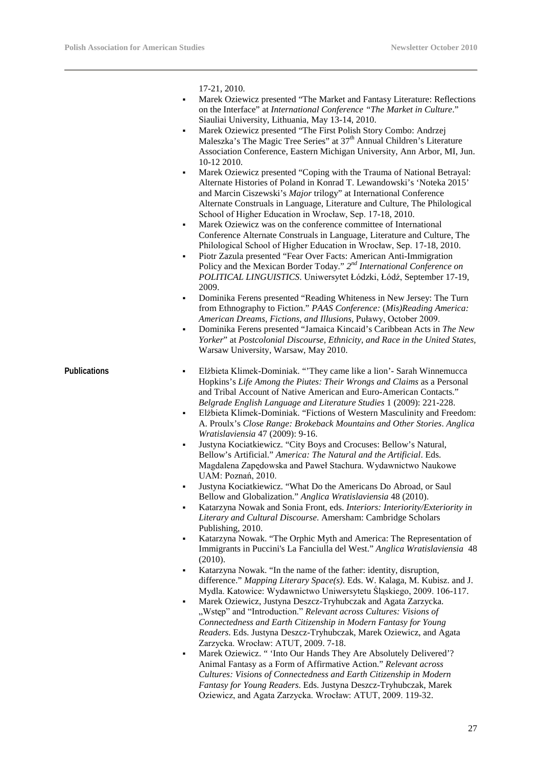17-21, 2010.

- Marek Oziewicz presented "The Market and Fantasy Literature: Reflections on the Interface" at *International Conference "The Market in Culture*." Siauliai University, Lithuania, May 13-14, 2010.
- Marek Oziewicz presented "The First Polish Story Combo: Andrzej Maleszka's The Magic Tree Series" at 37th Annual Children's Literature Association Conference, Eastern Michigan University, Ann Arbor, MI, Jun. 10-12 2010.
- Marek Oziewicz presented "Coping with the Trauma of National Betrayal: Alternate Histories of Poland in Konrad T. Lewandowski's 'Noteka 2015' and Marcin Ciszewski's *Major* trilogy" at International Conference Alternate Construals in Language, Literature and Culture, The Philological School of Higher Education in Wrocław, Sep. 17-18, 2010.
- Marek Oziewicz was on the conference committee of International Conference Alternate Construals in Language, Literature and Culture, The Philological School of Higher Education in Wrocław, Sep. 17-18, 2010.
- Piotr Zazula presented "Fear Over Facts: American Anti-Immigration Policy and the Mexican Border Today." *2nd International Conference on POLITICAL LINGUISTICS*. Uniwersytet Łódzki, Łódź, September 17-19, 2009.
- Dominika Ferens presented "Reading Whiteness in New Jersey: The Turn from Ethnography to Fiction." *PAAS Conference:* (*Mis)Reading America: American Dreams, Fictions, and Illusions*, Puławy, October 2009.
- Dominika Ferens presented "Jamaica Kincaid's Caribbean Acts in *The New Yorker*" at *Postcolonial Discourse, Ethnicity, and Race in the United States*, Warsaw University, Warsaw, May 2010.

**Publications**

- Elżbieta Klimek-Dominiak. "'They came like a lion'- Sarah Winnemucca Hopkins's *Life Among the Piutes: Their Wrongs and Claims* as a Personal and Tribal Account of Native American and Euro-American Contacts." *Belgrade English Language and Literature Studies* 1 (2009): 221-228.
- Elżbieta Klimek-Dominiak. "Fictions of Western Masculinity and Freedom: A. Proulx's *Close Range: Brokeback Mountains and Other Stories*. *Anglica Wratislaviensia* 47 (2009): 9-16.
- Justyna Kociatkiewicz. "City Boys and Crocuses: Bellow's Natural, Bellow's Artificial." *America: The Natural and the Artificial*. Eds. Magdalena Zapędowska and Paweł Stachura. Wydawnictwo Naukowe UAM: Poznań, 2010.
- Justyna Kociatkiewicz. "What Do the Americans Do Abroad, or Saul Bellow and Globalization." *Anglica Wratislaviensia* 48 (2010).
- Katarzyna Nowak and Sonia Front, eds. *Interiors: Interiority/Exteriority in Literary and Cultural Discourse*. Amersham: Cambridge Scholars Publishing, 2010.
- Katarzyna Nowak. "The Orphic Myth and America: The Representation of Immigrants in Puccini's La Fanciulla del West." *Anglica Wratislaviensia* 48 (2010).
- Katarzyna Nowak. "In the name of the father: identity, disruption, difference." *Mapping Literary Space(s)*. Eds. W. Kalaga, M. Kubisz. and J. Mydla. Katowice: Wydawnictwo Uniwersytetu Śląskiego, 2009. 106-117.
- Marek Oziewicz, Justyna Deszcz-Tryhubczak and Agata Zarzycka. „Wstęp" and "Introduction." *Relevant across Cultures: Visions of Connectedness and Earth Citizenship in Modern Fantasy for Young Readers*. Eds. Justyna Deszcz-Tryhubczak, Marek Oziewicz, and Agata Zarzycka. Wrocław: ATUT, 2009. 7-18.
- Marek Oziewicz. " 'Into Our Hands They Are Absolutely Delivered'? Animal Fantasy as a Form of Affirmative Action." *Relevant across Cultures: Visions of Connectedness and Earth Citizenship in Modern Fantasy for Young Readers*. Eds. Justyna Deszcz-Tryhubczak, Marek Oziewicz, and Agata Zarzycka. Wrocław: ATUT, 2009. 119-32.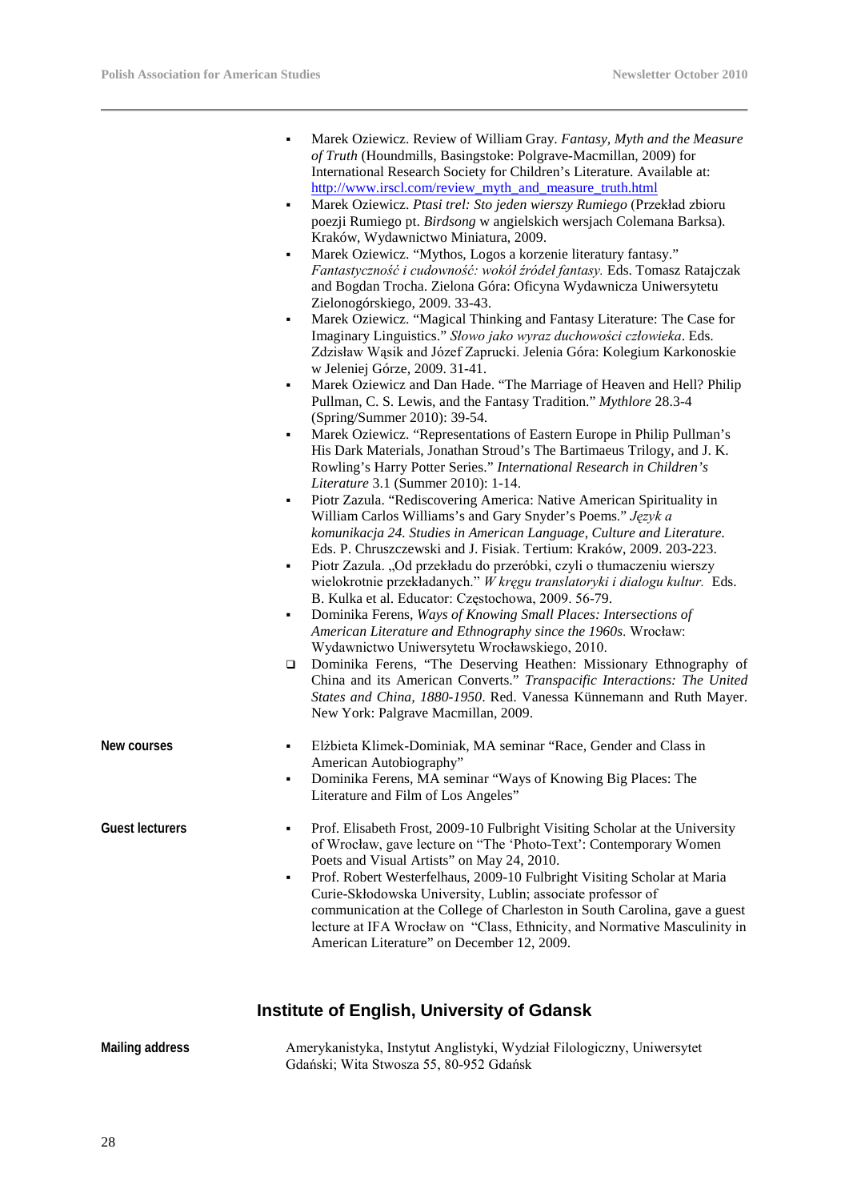- Marek Oziewicz. Review of William Gray. *Fantasy, Myth and the Measure of Truth* (Houndmills, Basingstoke: Polgrave-Macmillan, 2009) for International Research Society for Children's Literature. Available at: http://www.irscl.com/review_myth_and_measure_truth.html
- Marek Oziewicz. *Ptasi trel: Sto jeden wierszy Rumiego* (Przekład zbioru poezji Rumiego pt. *Birdsong* w angielskich wersjach Colemana Barksa). Kraków, Wydawnictwo Miniatura, 2009.
- Marek Oziewicz. "Mythos, Logos a korzenie literatury fantasy." *Fantastyczność i cudowność: wokół źródeł fantasy.* Eds. Tomasz Ratajczak and Bogdan Trocha. Zielona Góra: Oficyna Wydawnicza Uniwersytetu Zielonogórskiego, 2009. 33-43.
- Marek Oziewicz. "Magical Thinking and Fantasy Literature: The Case for Imaginary Linguistics." *Słowo jako wyraz duchowości człowieka*. Eds. Zdzisław Wąsik and Józef Zaprucki. Jelenia Góra: Kolegium Karkonoskie w Jeleniej Górze, 2009. 31-41.
- Marek Oziewicz and Dan Hade. "The Marriage of Heaven and Hell? Philip Pullman, C. S. Lewis, and the Fantasy Tradition." *Mythlore* 28.3-4 (Spring/Summer 2010): 39-54.
- Marek Oziewicz. "Representations of Eastern Europe in Philip Pullman's His Dark Materials, Jonathan Stroud's The Bartimaeus Trilogy, and J. K. Rowling's Harry Potter Series." *International Research in Children's Literature* 3.1 (Summer 2010): 1-14.
- Piotr Zazula. "Rediscovering America: Native American Spirituality in William Carlos Williams's and Gary Snyder's Poems." *Język a komunikacja 24. Studies in American Language, Culture and Literature.* Eds. P. Chruszczewski and J. Fisiak. Tertium: Kraków, 2009. 203-223.
- Piotr Zazula. „Od przekładu do przeróbki, czyli o tłumaczeniu wierszy wielokrotnie przekładanych." *W kręgu translatoryki i dialogu kultur.* Eds. B. Kulka et al. Educator: Częstochowa, 2009. 56-79.
- Dominika Ferens, *Ways of Knowing Small Places: Intersections of American Literature and Ethnography since the 1960s.* Wrocław: Wydawnictwo Uniwersytetu Wrocławskiego, 2010.
- Dominika Ferens, "The Deserving Heathen: Missionary Ethnography of China and its American Converts." *Transpacific Interactions: The United States and China, 1880-1950*. Red. Vanessa Künnemann and Ruth Mayer. New York: Palgrave Macmillan, 2009.

**New courses**

- Elżbieta Klimek-Dominiak, MA seminar "Race, Gender and Class in American Autobiography"
- Dominika Ferens, MA seminar "Ways of Knowing Big Places: The Literature and Film of Los Angeles"

**Guest lecturers**

- Prof. Elisabeth Frost, 2009-10 Fulbright Visiting Scholar at the University of Wrocław, gave lecture on "The 'Photo-Text': Contemporary Women Poets and Visual Artists" on May 24, 2010.
- Prof. Robert Westerfelhaus, 2009-10 Fulbright Visiting Scholar at Maria Curie-Skłodowska University, Lublin; associate professor of communication at the College of Charleston in South Carolina, gave a guest lecture at IFA Wrocław on "Class, Ethnicity, and Normative Masculinity in American Literature" on December 12, 2009.

## Institute of English, University of Gdansk

**Mailing address**

Amerykanistyka, Instytut Anglistyki, Wydział Filologiczny, Uniwersytet Gdański; Wita Stwosza 55, 80-952 Gdańsk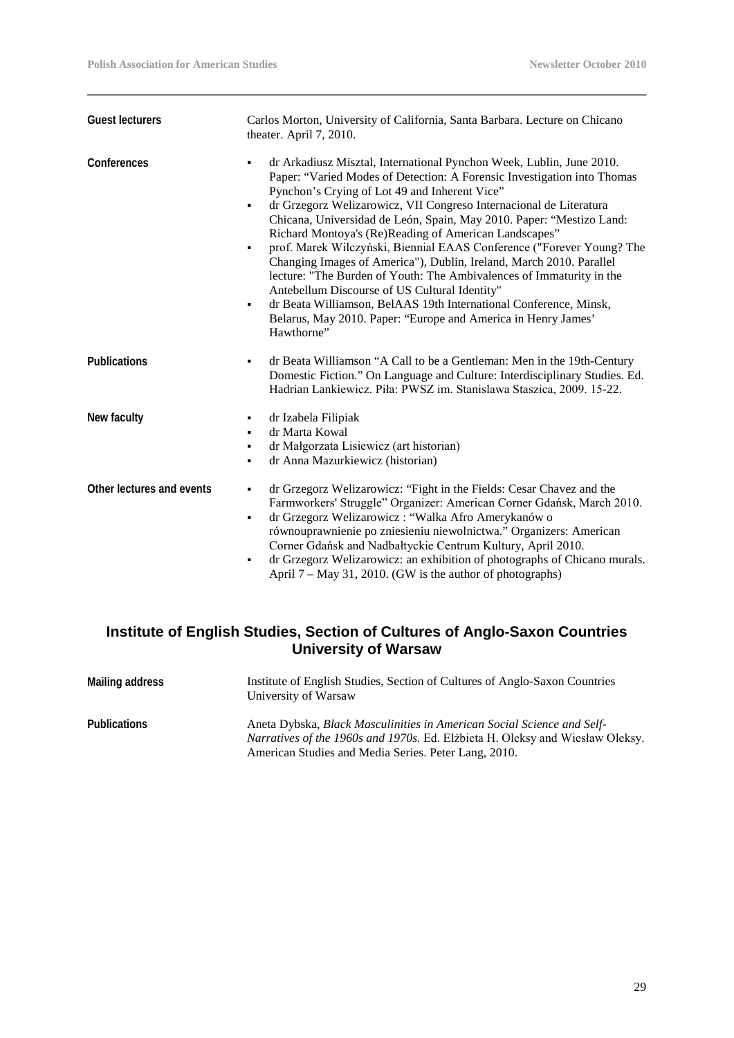**Guest lecturers**

Carlos Morton, University of California, Santa Barbara. Lecture on Chicano theater. April 7, 2010.

**Conferences**

- dr Arkadiusz Misztal, International Pynchon Week, Lublin, June 2010. Paper: "Varied Modes of Detection: A Forensic Investigation into Thomas Pynchon's Crying of Lot 49 and Inherent Vice"
- dr Grzegorz Welizarowicz, VII Congreso Internacional de Literatura Chicana, Universidad de León, Spain, May 2010. Paper: "Mestizo Land: Richard Montoya's (Re)Reading of American Landscapes"
- prof. Marek Wilczyński, Biennial EAAS Conference ("Forever Young? The Changing Images of America"), Dublin, Ireland, March 2010. Parallel lecture: "The Burden of Youth: The Ambivalences of Immaturity in the Antebellum Discourse of US Cultural Identity"
- dr Beata Williamson, BelAAS 19th International Conference, Minsk, Belarus, May 2010. Paper: "Europe and America in Henry James' Hawthorne"

**Publications**

- dr Beata Williamson "A Call to be a Gentleman: Men in the 19th-Century Domestic Fiction." On Language and Culture: Interdisciplinary Studies. Ed. Hadrian Lankiewicz. Piła: PWSZ im. Stanislawa Staszica, 2009. 15-22.

**New faculty**

- dr Izabela Filipiak
- dr Marta Kowal
- dr Małgorzata Lisiewicz (art historian)
- dr Anna Mazurkiewicz (historian)

**Other lectures and events**

- dr Grzegorz Welizarowicz: "Fight in the Fields: Cesar Chavez and the Farmworkers' Struggle" Organizer: American Corner Gdańsk, March 2010.
- dr Grzegorz Welizarowicz : "Walka Afro Amerykanów o równouprawnienie po zniesieniu niewolnictwa." Organizers: American Corner Gdańsk and Nadbałtyckie Centrum Kultury, April 2010.
- dr Grzegorz Welizarowicz: an exhibition of photographs of Chicano murals. April 7 – May 31, 2010. (GW is the author of photographs)

## Institute of English Studies, Section of Cultures of Anglo-Saxon Countries University of Warsaw

**Mailing address**

Institute of English Studies, Section of Cultures of Anglo-Saxon Countries
University of Warsaw

**Publications**

Aneta Dybska, *Black Masculinities in American Social Science and Self-Narratives of the 1960s and 1970s.* Ed. Elżbieta H. Oleksy and Wiesław Oleksy. American Studies and Media Series. Peter Lang, 2010.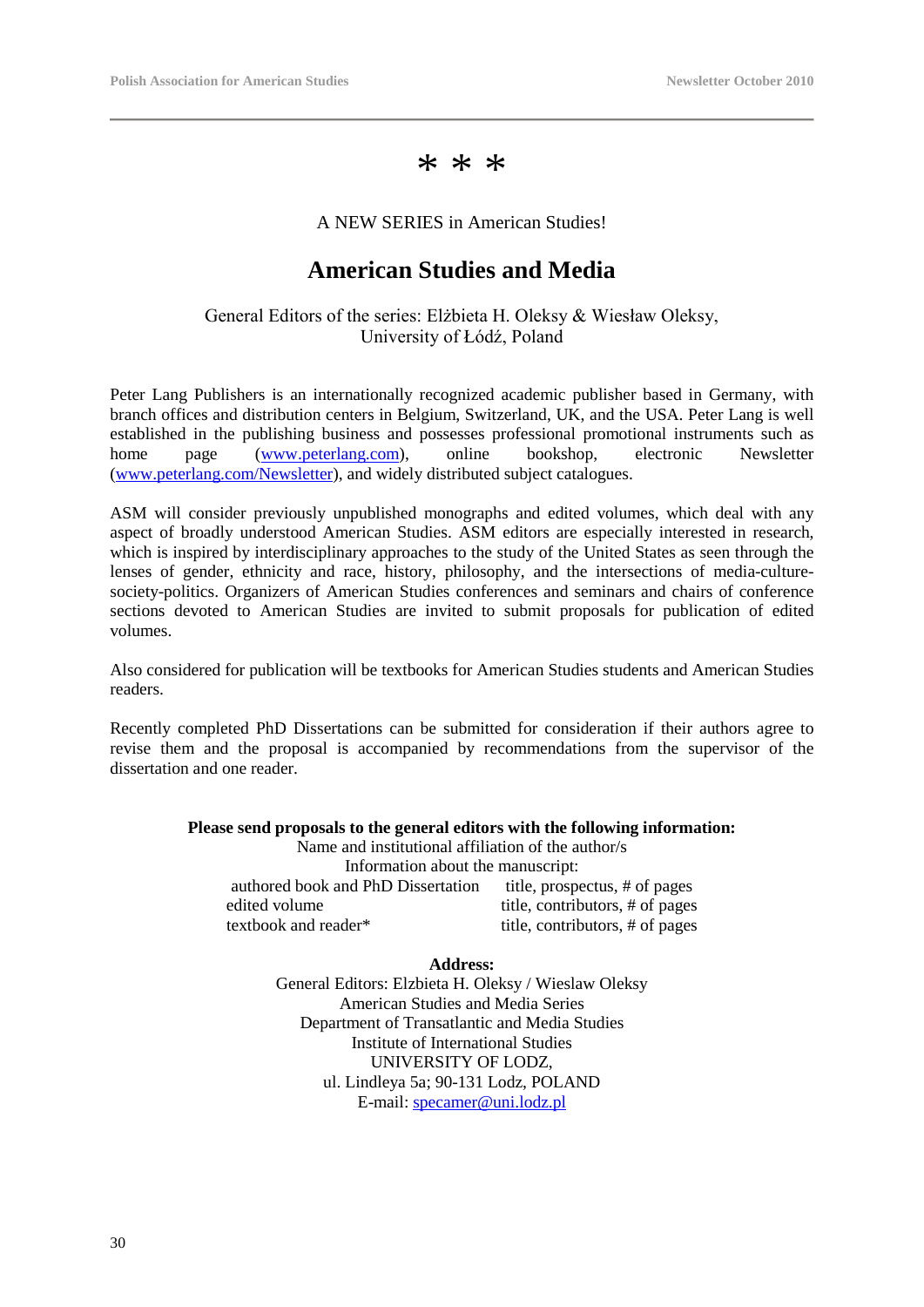\* \* \*

A NEW SERIES in American Studies!

## American Studies and Media

General Editors of the series: Elżbieta H. Oleksy & Wiesław Oleksy,
University of Łódź, Poland

Peter Lang Publishers is an internationally recognized academic publisher based in Germany, with branch offices and distribution centers in Belgium, Switzerland, UK, and the USA. Peter Lang is well established in the publishing business and possesses professional promotional instruments such as home page (www.peterlang.com), online bookshop, electronic Newsletter (www.peterlang.com/Newsletter), and widely distributed subject catalogues.

ASM will consider previously unpublished monographs and edited volumes, which deal with any aspect of broadly understood American Studies. ASM editors are especially interested in research, which is inspired by interdisciplinary approaches to the study of the United States as seen through the lenses of gender, ethnicity and race, history, philosophy, and the intersections of media-culture-society-politics. Organizers of American Studies conferences and seminars and chairs of conference sections devoted to American Studies are invited to submit proposals for publication of edited volumes.

Also considered for publication will be textbooks for American Studies students and American Studies readers.

Recently completed PhD Dissertations can be submitted for consideration if their authors agree to revise them and the proposal is accompanied by recommendations from the supervisor of the dissertation and one reader.

**Please send proposals to the general editors with the following information:**

Name and institutional affiliation of the author/s

Information about the manuscript:

| | |
|---|---|
| authored book and PhD Dissertation | title, prospectus, # of pages |
| edited volume | title, contributors, # of pages |
| textbook and reader* | title, contributors, # of pages |

**Address:**

General Editors: Elzbieta H. Oleksy / Wieslaw Oleksy
American Studies and Media Series
Department of Transatlantic and Media Studies
Institute of International Studies
UNIVERSITY OF LODZ,
ul. Lindleya 5a; 90-131 Lodz, POLAND
E-mail: specamer@uni.lodz.pl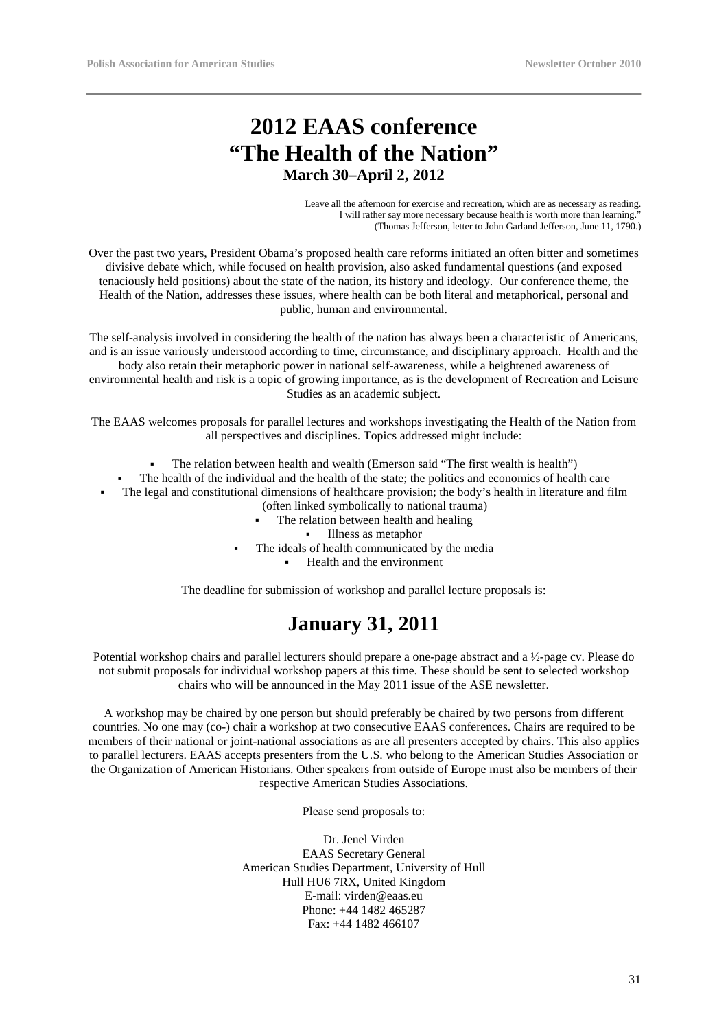# 2012 EAAS conference
# "The Health of the Nation"
### March 30–April 2, 2012

Leave all the afternoon for exercise and recreation, which are as necessary as reading.
I will rather say more necessary because health is worth more than learning."
(Thomas Jefferson, letter to John Garland Jefferson, June 11, 1790.)

Over the past two years, President Obama's proposed health care reforms initiated an often bitter and sometimes divisive debate which, while focused on health provision, also asked fundamental questions (and exposed tenaciously held positions) about the state of the nation, its history and ideology. Our conference theme, the Health of the Nation, addresses these issues, where health can be both literal and metaphorical, personal and public, human and environmental.

The self-analysis involved in considering the health of the nation has always been a characteristic of Americans, and is an issue variously understood according to time, circumstance, and disciplinary approach. Health and the body also retain their metaphoric power in national self-awareness, while a heightened awareness of environmental health and risk is a topic of growing importance, as is the development of Recreation and Leisure Studies as an academic subject.

The EAAS welcomes proposals for parallel lectures and workshops investigating the Health of the Nation from all perspectives and disciplines. Topics addressed might include:

- The relation between health and wealth (Emerson said "The first wealth is health")
- The health of the individual and the health of the state; the politics and economics of health care
- The legal and constitutional dimensions of healthcare provision; the body's health in literature and film (often linked symbolically to national trauma)
- The relation between health and healing
- Illness as metaphor
- The ideals of health communicated by the media
- Health and the environment

The deadline for submission of workshop and parallel lecture proposals is:

## January 31, 2011

Potential workshop chairs and parallel lecturers should prepare a one-page abstract and a ½-page cv. Please do not submit proposals for individual workshop papers at this time. These should be sent to selected workshop chairs who will be announced in the May 2011 issue of the ASE newsletter.

A workshop may be chaired by one person but should preferably be chaired by two persons from different countries. No one may (co-) chair a workshop at two consecutive EAAS conferences. Chairs are required to be members of their national or joint-national associations as are all presenters accepted by chairs. This also applies to parallel lecturers. EAAS accepts presenters from the U.S. who belong to the American Studies Association or the Organization of American Historians. Other speakers from outside of Europe must also be members of their respective American Studies Associations.

Please send proposals to:

Dr. Jenel Virden
EAAS Secretary General
American Studies Department, University of Hull
Hull HU6 7RX, United Kingdom
E-mail: virden@eaas.eu
Phone: +44 1482 465287
Fax: +44 1482 466107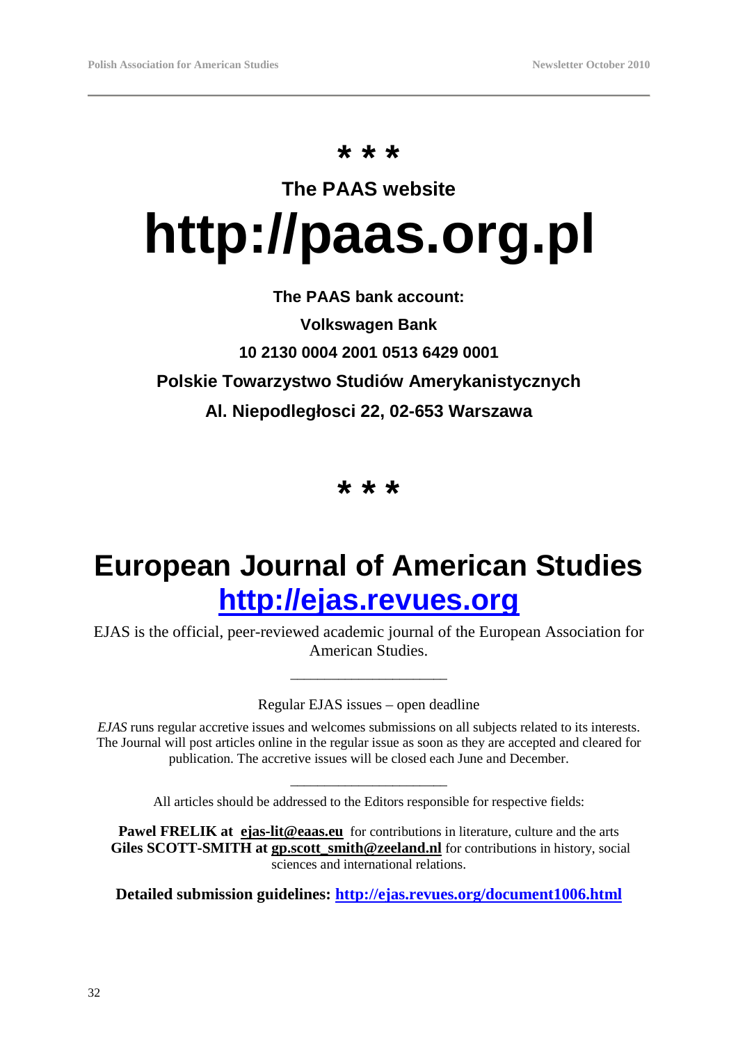\* \* \*

**The PAAS website**

# http://paas.org.pl

**The PAAS bank account:**

**Volkswagen Bank**

**10 2130 0004 2001 0513 6429 0001**

**Polskie Towarzystwo Studiów Amerykanistycznych**

**Al. Niepodległosci 22, 02-653 Warszawa**

\* \* \*

# European Journal of American Studies

## http://ejas.revues.org

EJAS is the official, peer-reviewed academic journal of the European Association for American Studies.

---

Regular EJAS issues – open deadline

*EJAS* runs regular accretive issues and welcomes submissions on all subjects related to its interests. The Journal will post articles online in the regular issue as soon as they are accepted and cleared for publication. The accretive issues will be closed each June and December.

---

All articles should be addressed to the Editors responsible for respective fields:

**Pawel FRELIK at ejas-lit@eaas.eu** for contributions in literature, culture and the arts
**Giles SCOTT-SMITH at gp.scott_smith@zeeland.nl** for contributions in history, social sciences and international relations.

**Detailed submission guidelines: http://ejas.revues.org/document1006.html**